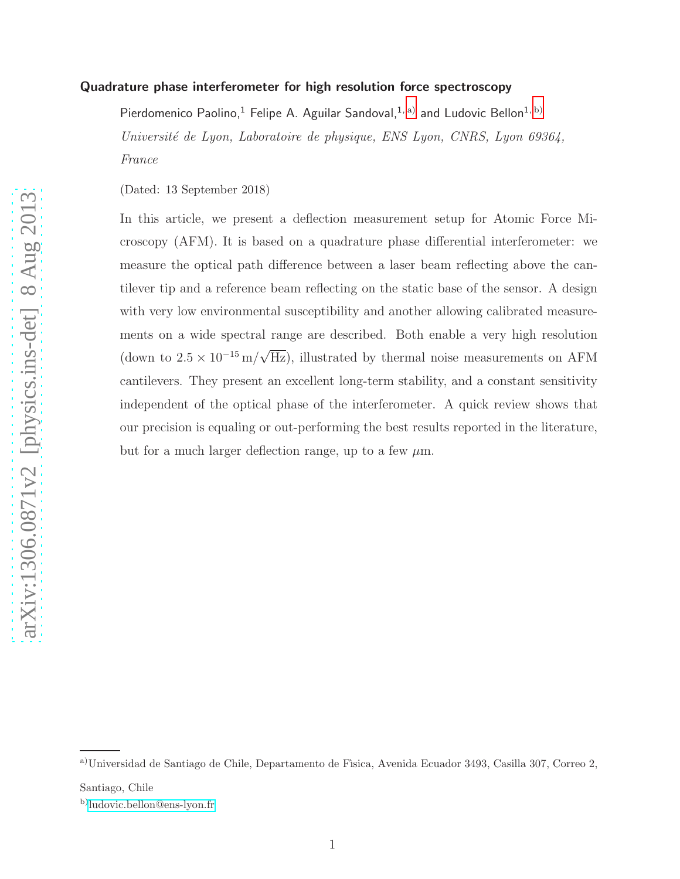# Quadrature phase interferometer for high resolution force spectroscopy

Pierdomenico Paolino,[1] Felipe A. Aguilar Sandoval,[1,a)] and Ludovic Bellon[1,b)]

*Université de Lyon, Laboratoire de physique, ENS Lyon, CNRS, Lyon 69364, France*

(Dated: 13 September 2018)

In this article, we present a deflection measurement setup for Atomic Force Microscopy (AFM). It is based on a quadrature phase differential interferometer: we measure the optical path difference between a laser beam reflecting above the cantilever tip and a reference beam reflecting on the static base of the sensor. A design with very low environmental susceptibility and another allowing calibrated measurements on a wide spectral range are described. Both enable a very high resolution (down to $2.5 \times 10^{-15}\,\mathrm{m}/\sqrt{\mathrm{Hz}}$), illustrated by thermal noise measurements on AFM cantilevers. They present an excellent long-term stability, and a constant sensitivity independent of the optical phase of the interferometer. A quick review shows that our precision is equaling or out-performing the best results reported in the literature, but for a much larger deflection range, up to a few $\mu$m.

---

a) Universidad de Santiago de Chile, Departamento de Fìsica, Avenida Ecuador 3493, Casilla 307, Correo 2, Santiago, Chile

b) ludovic.bellon@ens-lyon.fr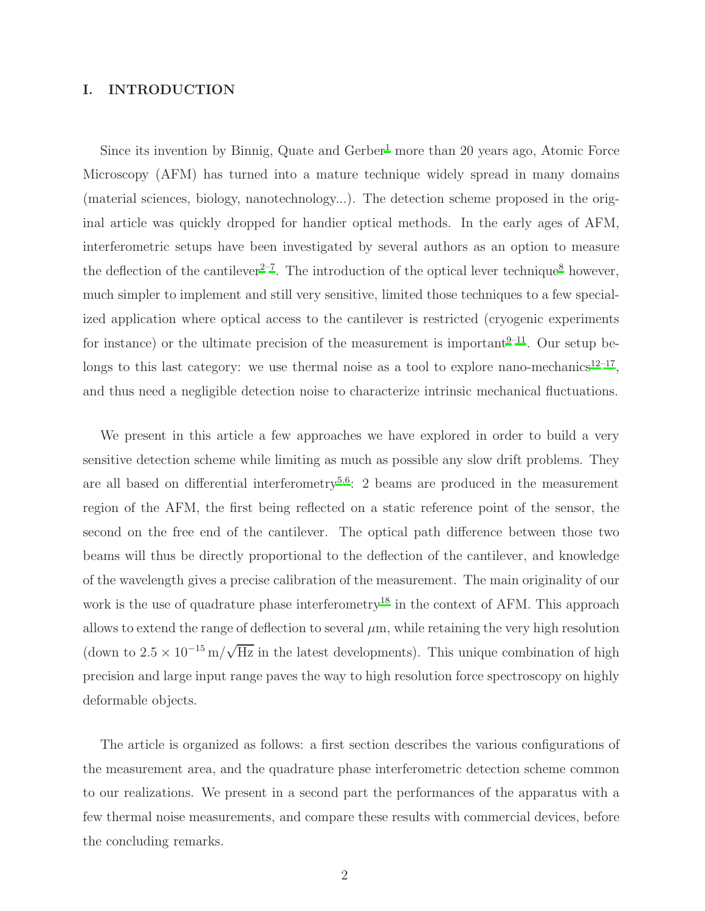## I. INTRODUCTION

Since its invention by Binnig, Quate and Gerber[1] more than 20 years ago, Atomic Force Microscopy (AFM) has turned into a mature technique widely spread in many domains (material sciences, biology, nanotechnology...). The detection scheme proposed in the original article was quickly dropped for handier optical methods. In the early ages of AFM, interferometric setups have been investigated by several authors as an option to measure the deflection of the cantilever[2–7]. The introduction of the optical lever technique[8] however, much simpler to implement and still very sensitive, limited those techniques to a few specialized application where optical access to the cantilever is restricted (cryogenic experiments for instance) or the ultimate precision of the measurement is important[9–11]. Our setup belongs to this last category: we use thermal noise as a tool to explore nano-mechanics[12–17], and thus need a negligible detection noise to characterize intrinsic mechanical fluctuations.

We present in this article a few approaches we have explored in order to build a very sensitive detection scheme while limiting as much as possible any slow drift problems. They are all based on differential interferometry[5,6]: 2 beams are produced in the measurement region of the AFM, the first being reflected on a static reference point of the sensor, the second on the free end of the cantilever. The optical path difference between those two beams will thus be directly proportional to the deflection of the cantilever, and knowledge of the wavelength gives a precise calibration of the measurement. The main originality of our work is the use of quadrature phase interferometry[18] in the context of AFM. This approach allows to extend the range of deflection to several $\mu$m, while retaining the very high resolution (down to $2.5 \times 10^{-15}\,\mathrm{m}/\sqrt{\mathrm{Hz}}$ in the latest developments). This unique combination of high precision and large input range paves the way to high resolution force spectroscopy on highly deformable objects.

The article is organized as follows: a first section describes the various configurations of the measurement area, and the quadrature phase interferometric detection scheme common to our realizations. We present in a second part the performances of the apparatus with a few thermal noise measurements, and compare these results with commercial devices, before the concluding remarks.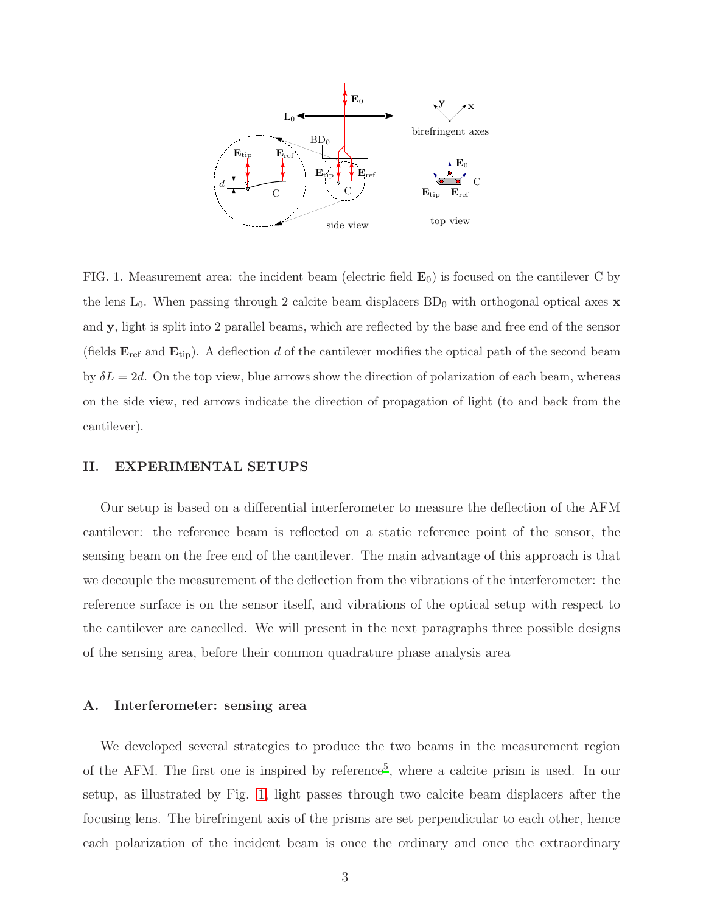FIG. 1. Measurement area: the incident beam (electric field $\mathbf{E}_0$) is focused on the cantilever C by the lens $L_0$. When passing through 2 calcite beam displacers $BD_0$ with orthogonal optical axes $\mathbf{x}$ and $\mathbf{y}$, light is split into 2 parallel beams, which are reflected by the base and free end of the sensor (fields $\mathbf{E}_{ref}$ and $\mathbf{E}_{tip}$). A deflection $d$ of the cantilever modifies the optical path of the second beam by $\delta L = 2d$. On the top view, blue arrows show the direction of polarization of each beam, whereas on the side view, red arrows indicate the direction of propagation of light (to and back from the cantilever).

## II. EXPERIMENTAL SETUPS

Our setup is based on a differential interferometer to measure the deflection of the AFM cantilever: the reference beam is reflected on a static reference point of the sensor, the sensing beam on the free end of the cantilever. The main advantage of this approach is that we decouple the measurement of the deflection from the vibrations of the interferometer: the reference surface is on the sensor itself, and vibrations of the optical setup with respect to the cantilever are cancelled. We will present in the next paragraphs three possible designs of the sensing area, before their common quadrature phase analysis area

### A. Interferometer: sensing area

We developed several strategies to produce the two beams in the measurement region of the AFM. The first one is inspired by reference[5], where a calcite prism is used. In our setup, as illustrated by Fig. 1, light passes through two calcite beam displacers after the focusing lens. The birefringent axis of the prisms are set perpendicular to each other, hence each polarization of the incident beam is once the ordinary and once the extraordinary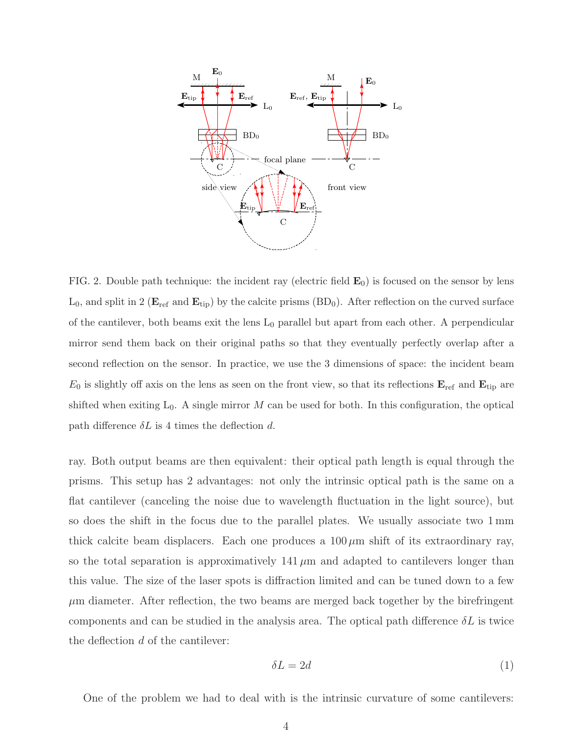FIG. 2. Double path technique: the incident ray (electric field $\mathbf{E}_0$) is focused on the sensor by lens $\mathrm{L}_0$, and split in 2 ($\mathbf{E}_{\mathrm{ref}}$ and $\mathbf{E}_{\mathrm{tip}}$) by the calcite prisms ($\mathrm{BD}_0$). After reflection on the curved surface of the cantilever, both beams exit the lens $\mathrm{L}_0$ parallel but apart from each other. A perpendicular mirror send them back on their original paths so that they eventually perfectly overlap after a second reflection on the sensor. In practice, we use the 3 dimensions of space: the incident beam $E_0$ is slightly off axis on the lens as seen on the front view, so that its reflections $\mathbf{E}_{\mathrm{ref}}$ and $\mathbf{E}_{\mathrm{tip}}$ are shifted when exiting $\mathrm{L}_0$. A single mirror $M$ can be used for both. In this configuration, the optical path difference $\delta L$ is 4 times the deflection $d$.

ray. Both output beams are then equivalent: their optical path length is equal through the prisms. This setup has 2 advantages: not only the intrinsic optical path is the same on a flat cantilever (canceling the noise due to wavelength fluctuation in the light source), but so does the shift in the focus due to the parallel plates. We usually associate two 1 mm thick calcite beam displacers. Each one produces a 100 $\mu$m shift of its extraordinary ray, so the total separation is approximatively 141 $\mu$m and adapted to cantilevers longer than this value. The size of the laser spots is diffraction limited and can be tuned down to a few $\mu$m diameter. After reflection, the two beams are merged back together by the birefringent components and can be studied in the analysis area. The optical path difference $\delta L$ is twice the deflection $d$ of the cantilever:

$$\delta L = 2d \tag{1}$$

One of the problem we had to deal with is the intrinsic curvature of some cantilevers: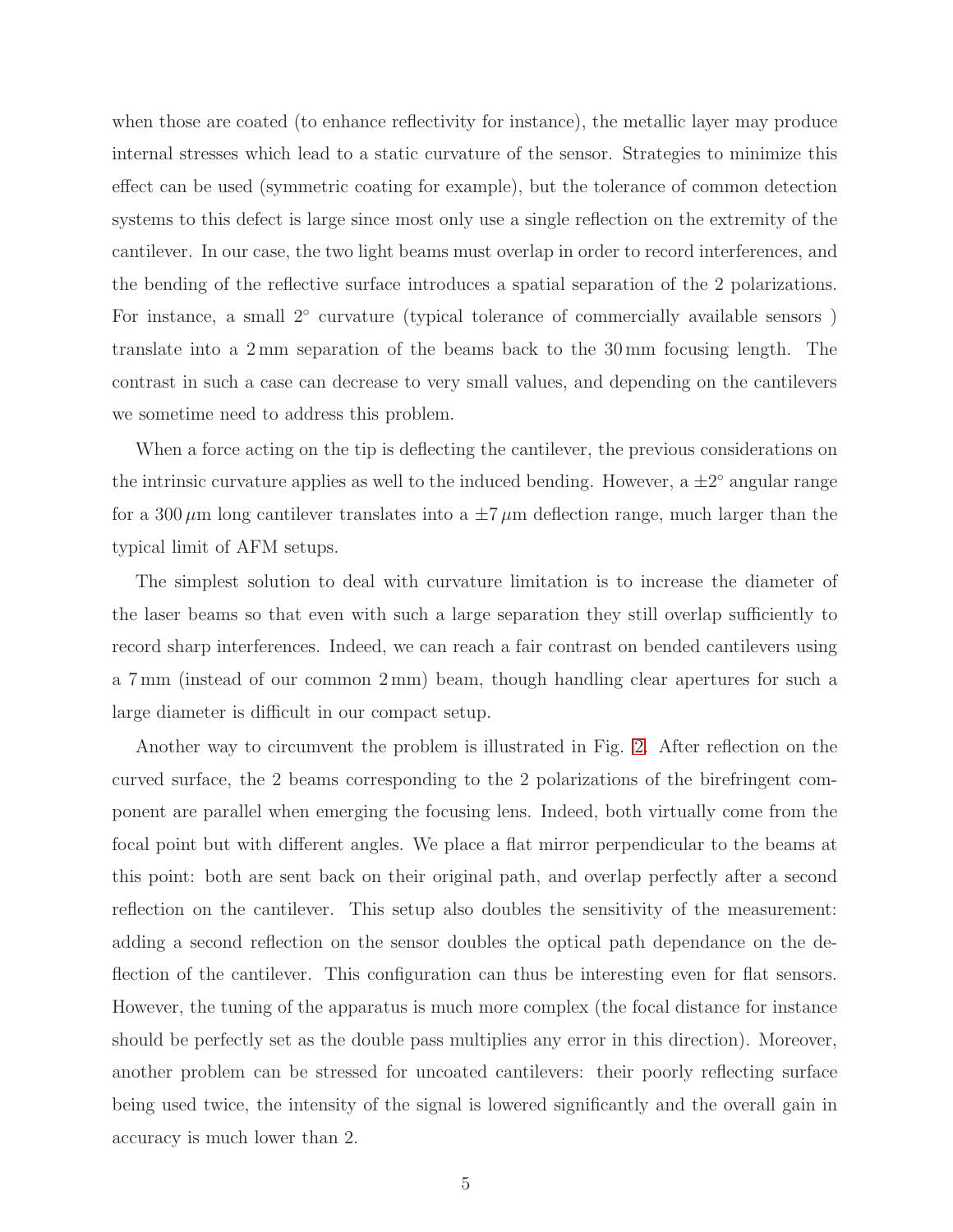when those are coated (to enhance reflectivity for instance), the metallic layer may produce internal stresses which lead to a static curvature of the sensor. Strategies to minimize this effect can be used (symmetric coating for example), but the tolerance of common detection systems to this defect is large since most only use a single reflection on the extremity of the cantilever. In our case, the two light beams must overlap in order to record interferences, and the bending of the reflective surface introduces a spatial separation of the 2 polarizations. For instance, a small $2^\circ$ curvature (typical tolerance of commercially available sensors ) translate into a 2 mm separation of the beams back to the 30 mm focusing length. The contrast in such a case can decrease to very small values, and depending on the cantilevers we sometime need to address this problem.

When a force acting on the tip is deflecting the cantilever, the previous considerations on the intrinsic curvature applies as well to the induced bending. However, a $\pm 2^\circ$ angular range for a $300\,\mu$m long cantilever translates into a $\pm 7\,\mu$m deflection range, much larger than the typical limit of AFM setups.

The simplest solution to deal with curvature limitation is to increase the diameter of the laser beams so that even with such a large separation they still overlap sufficiently to record sharp interferences. Indeed, we can reach a fair contrast on bended cantilevers using a 7 mm (instead of our common 2 mm) beam, though handling clear apertures for such a large diameter is difficult in our compact setup.

Another way to circumvent the problem is illustrated in Fig. 2. After reflection on the curved surface, the 2 beams corresponding to the 2 polarizations of the birefringent component are parallel when emerging the focusing lens. Indeed, both virtually come from the focal point but with different angles. We place a flat mirror perpendicular to the beams at this point: both are sent back on their original path, and overlap perfectly after a second reflection on the cantilever. This setup also doubles the sensitivity of the measurement: adding a second reflection on the sensor doubles the optical path dependance on the deflection of the cantilever. This configuration can thus be interesting even for flat sensors. However, the tuning of the apparatus is much more complex (the focal distance for instance should be perfectly set as the double pass multiplies any error in this direction). Moreover, another problem can be stressed for uncoated cantilevers: their poorly reflecting surface being used twice, the intensity of the signal is lowered significantly and the overall gain in accuracy is much lower than 2.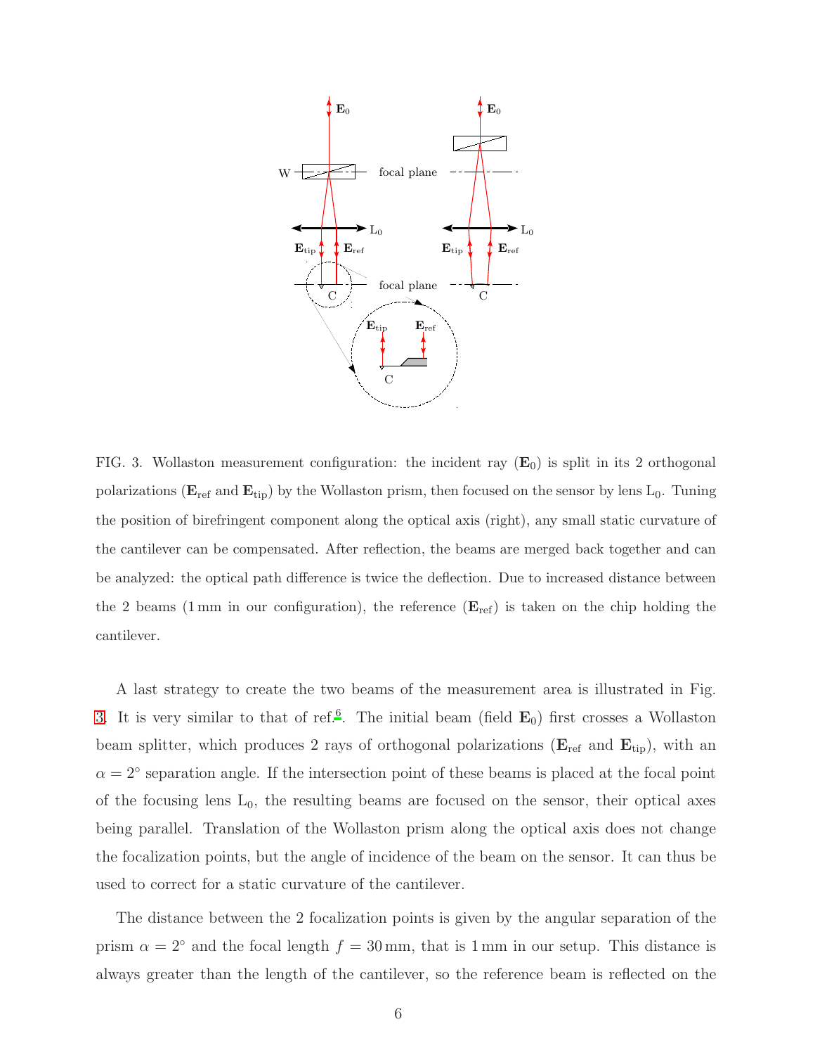FIG. 3. Wollaston measurement configuration: the incident ray ($\mathbf{E}_0$) is split in its 2 orthogonal polarizations ($\mathbf{E}_{\mathrm{ref}}$ and $\mathbf{E}_{\mathrm{tip}}$) by the Wollaston prism, then focused on the sensor by lens $\mathrm{L}_0$. Tuning the position of birefringent component along the optical axis (right), any small static curvature of the cantilever can be compensated. After reflection, the beams are merged back together and can be analyzed: the optical path difference is twice the deflection. Due to increased distance between the 2 beams (1 mm in our configuration), the reference ($\mathbf{E}_{\mathrm{ref}}$) is taken on the chip holding the cantilever.

A last strategy to create the two beams of the measurement area is illustrated in Fig. 3. It is very similar to that of ref.[6]. The initial beam (field $\mathbf{E}_0$) first crosses a Wollaston beam splitter, which produces 2 rays of orthogonal polarizations ($\mathbf{E}_{\mathrm{ref}}$ and $\mathbf{E}_{\mathrm{tip}}$), with an $\alpha = 2°$ separation angle. If the intersection point of these beams is placed at the focal point of the focusing lens $\mathrm{L}_0$, the resulting beams are focused on the sensor, their optical axes being parallel. Translation of the Wollaston prism along the optical axis does not change the focalization points, but the angle of incidence of the beam on the sensor. It can thus be used to correct for a static curvature of the cantilever.

The distance between the 2 focalization points is given by the angular separation of the prism $\alpha = 2°$ and the focal length $f = 30\,\mathrm{mm}$, that is 1 mm in our setup. This distance is always greater than the length of the cantilever, so the reference beam is reflected on the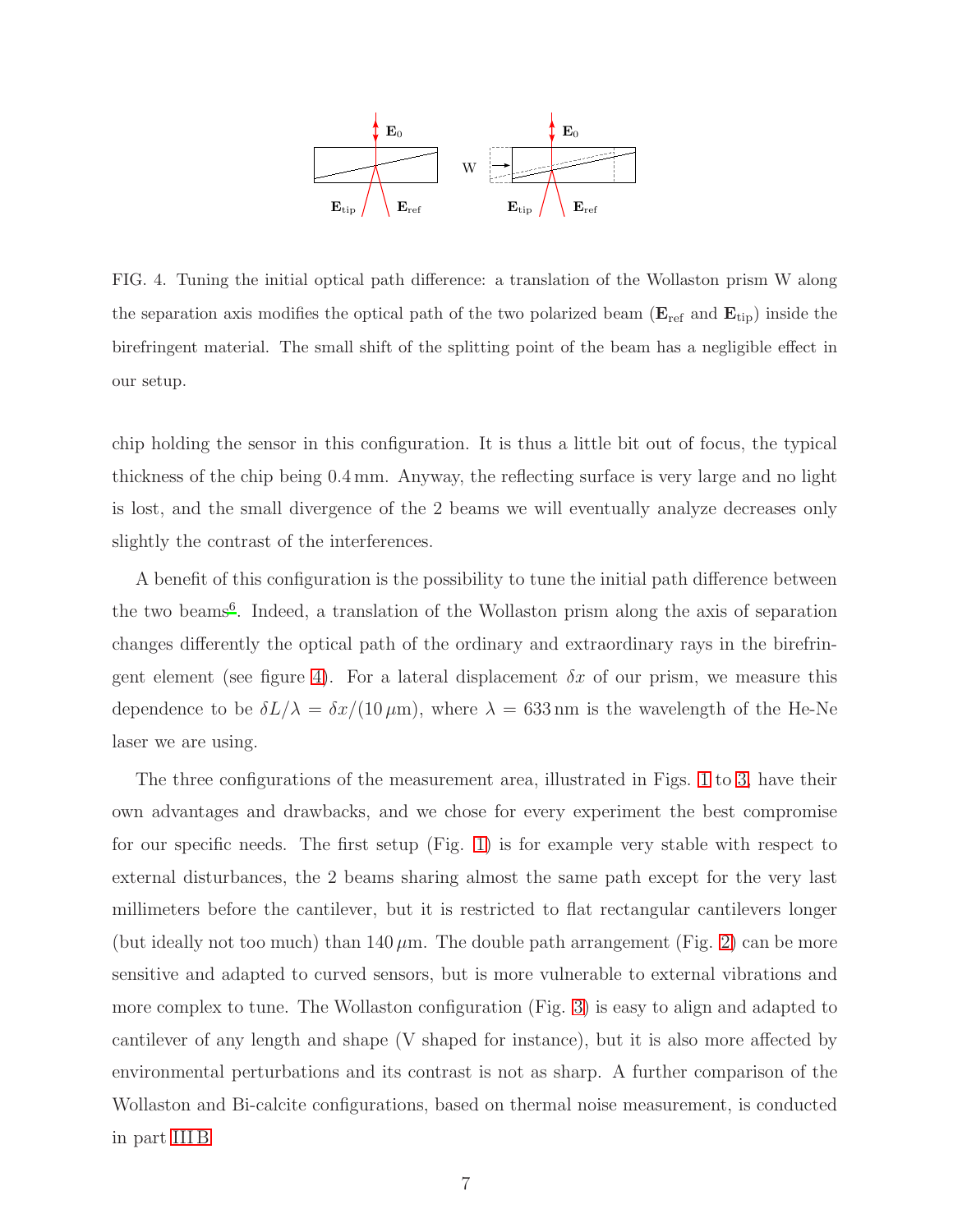FIG. 4. Tuning the initial optical path difference: a translation of the Wollaston prism W along the separation axis modifies the optical path of the two polarized beam ($\mathbf{E}_{\text{ref}}$ and $\mathbf{E}_{\text{tip}}$) inside the birefringent material. The small shift of the splitting point of the beam has a negligible effect in our setup.

chip holding the sensor in this configuration. It is thus a little bit out of focus, the typical thickness of the chip being 0.4 mm. Anyway, the reflecting surface is very large and no light is lost, and the small divergence of the 2 beams we will eventually analyze decreases only slightly the contrast of the interferences.

A benefit of this configuration is the possibility to tune the initial path difference between the two beams[6]. Indeed, a translation of the Wollaston prism along the axis of separation changes differently the optical path of the ordinary and extraordinary rays in the birefringent element (see figure 4). For a lateral displacement $\delta x$ of our prism, we measure this dependence to be $\delta L/\lambda = \delta x/(10\,\mu\text{m})$, where $\lambda = 633\,\text{nm}$ is the wavelength of the He-Ne laser we are using.

The three configurations of the measurement area, illustrated in Figs. 1 to 3, have their own advantages and drawbacks, and we chose for every experiment the best compromise for our specific needs. The first setup (Fig. 1) is for example very stable with respect to external disturbances, the 2 beams sharing almost the same path except for the very last millimeters before the cantilever, but it is restricted to flat rectangular cantilevers longer (but ideally not too much) than $140\,\mu$m. The double path arrangement (Fig. 2) can be more sensitive and adapted to curved sensors, but is more vulnerable to external vibrations and more complex to tune. The Wollaston configuration (Fig. 3) is easy to align and adapted to cantilever of any length and shape (V shaped for instance), but it is also more affected by environmental perturbations and its contrast is not as sharp. A further comparison of the Wollaston and Bi-calcite configurations, based on thermal noise measurement, is conducted in part III B.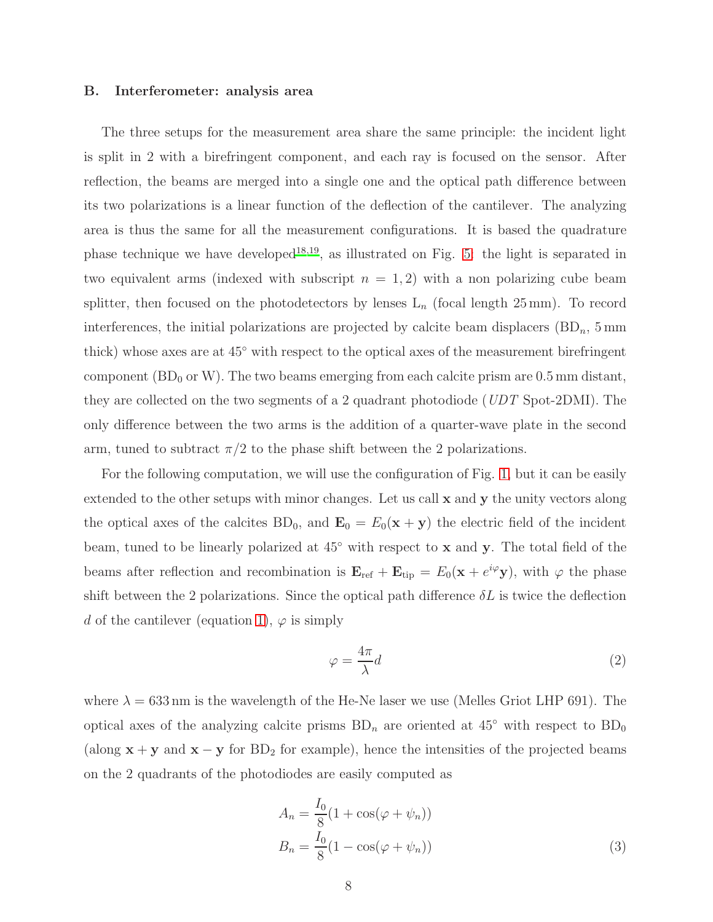### B. Interferometer: analysis area

The three setups for the measurement area share the same principle: the incident light is split in 2 with a birefringent component, and each ray is focused on the sensor. After reflection, the beams are merged into a single one and the optical path difference between its two polarizations is a linear function of the deflection of the cantilever. The analyzing area is thus the same for all the measurement configurations. It is based the quadrature phase technique we have developed[18,19], as illustrated on Fig. 5: the light is separated in two equivalent arms (indexed with subscript $n = 1, 2$) with a non polarizing cube beam splitter, then focused on the photodetectors by lenses $L_n$ (focal length 25 mm). To record interferences, the initial polarizations are projected by calcite beam displacers ($BD_n$, 5 mm thick) whose axes are at 45° with respect to the optical axes of the measurement birefringent component ($BD_0$ or W). The two beams emerging from each calcite prism are 0.5 mm distant, they are collected on the two segments of a 2 quadrant photodiode (*UDT* Spot-2DMI). The only difference between the two arms is the addition of a quarter-wave plate in the second arm, tuned to subtract $\pi/2$ to the phase shift between the 2 polarizations.

For the following computation, we will use the configuration of Fig. 1, but it can be easily extended to the other setups with minor changes. Let us call $\mathbf{x}$ and $\mathbf{y}$ the unity vectors along the optical axes of the calcites $BD_0$, and $\mathbf{E}_0 = E_0(\mathbf{x} + \mathbf{y})$ the electric field of the incident beam, tuned to be linearly polarized at 45° with respect to $\mathbf{x}$ and $\mathbf{y}$. The total field of the beams after reflection and recombination is $\mathbf{E}_{\mathrm{ref}} + \mathbf{E}_{\mathrm{tip}} = E_0(\mathbf{x} + e^{i\varphi}\mathbf{y})$, with $\varphi$ the phase shift between the 2 polarizations. Since the optical path difference $\delta L$ is twice the deflection $d$ of the cantilever (equation 1), $\varphi$ is simply

$$\varphi = \frac{4\pi}{\lambda} d \tag{2}$$

where $\lambda = 633$ nm is the wavelength of the He-Ne laser we use (Melles Griot LHP 691). The optical axes of the analyzing calcite prisms $BD_n$ are oriented at 45° with respect to $BD_0$ (along $\mathbf{x} + \mathbf{y}$ and $\mathbf{x} - \mathbf{y}$ for $BD_2$ for example), hence the intensities of the projected beams on the 2 quadrants of the photodiodes are easily computed as

$$\begin{aligned} A_n &= \frac{I_0}{8}(1 + \cos(\varphi + \psi_n)) \\ B_n &= \frac{I_0}{8}(1 - \cos(\varphi + \psi_n)) \end{aligned} \tag{3}$$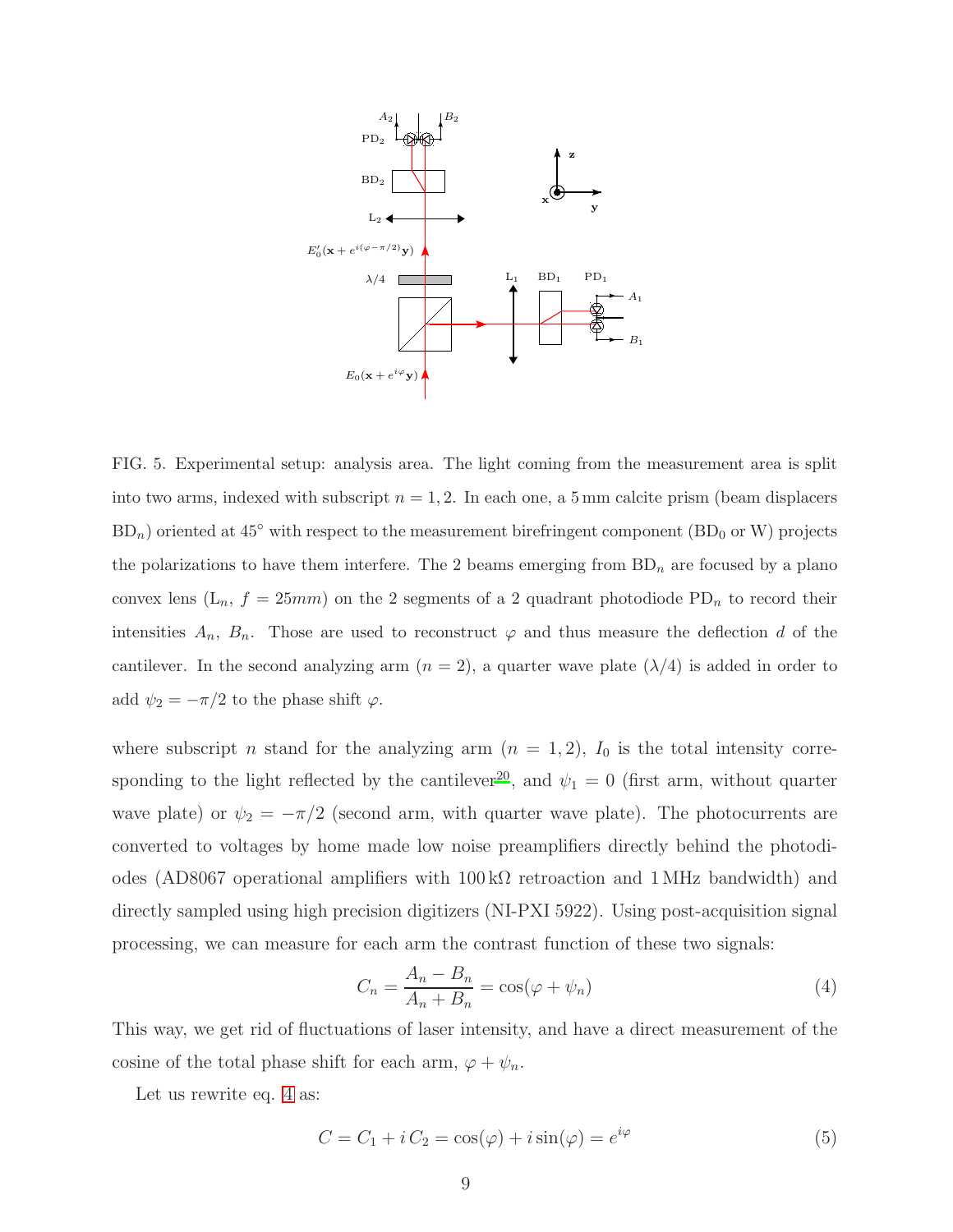FIG. 5. Experimental setup: analysis area. The light coming from the measurement area is split into two arms, indexed with subscript $n = 1, 2$. In each one, a 5 mm calcite prism (beam displacers $\mathrm{BD}_n$) oriented at 45° with respect to the measurement birefringent component ($\mathrm{BD}_0$ or W) projects the polarizations to have them interfere. The 2 beams emerging from $\mathrm{BD}_n$ are focused by a plano convex lens ($\mathrm{L}_n$, $f = 25mm$) on the 2 segments of a 2 quadrant photodiode $\mathrm{PD}_n$ to record their intensities $A_n$, $B_n$. Those are used to reconstruct $\varphi$ and thus measure the deflection $d$ of the cantilever. In the second analyzing arm ($n = 2$), a quarter wave plate ($\lambda/4$) is added in order to add $\psi_2 = -\pi/2$ to the phase shift $\varphi$.

where subscript $n$ stand for the analyzing arm ($n = 1, 2$), $I_0$ is the total intensity corresponding to the light reflected by the cantilever[20], and $\psi_1 = 0$ (first arm, without quarter wave plate) or $\psi_2 = -\pi/2$ (second arm, with quarter wave plate). The photocurrents are converted to voltages by home made low noise preamplifiers directly behind the photodiodes (AD8067 operational amplifiers with 100 kΩ retroaction and 1 MHz bandwidth) and directly sampled using high precision digitizers (NI-PXI 5922). Using post-acquisition signal processing, we can measure for each arm the contrast function of these two signals:

$$C_n = \frac{A_n - B_n}{A_n + B_n} = \cos(\varphi + \psi_n) \tag{4}$$

This way, we get rid of fluctuations of laser intensity, and have a direct measurement of the cosine of the total phase shift for each arm, $\varphi + \psi_n$.

Let us rewrite eq. 4 as:

$$C = C_1 + i\, C_2 = \cos(\varphi) + i \sin(\varphi) = e^{i\varphi} \tag{5}$$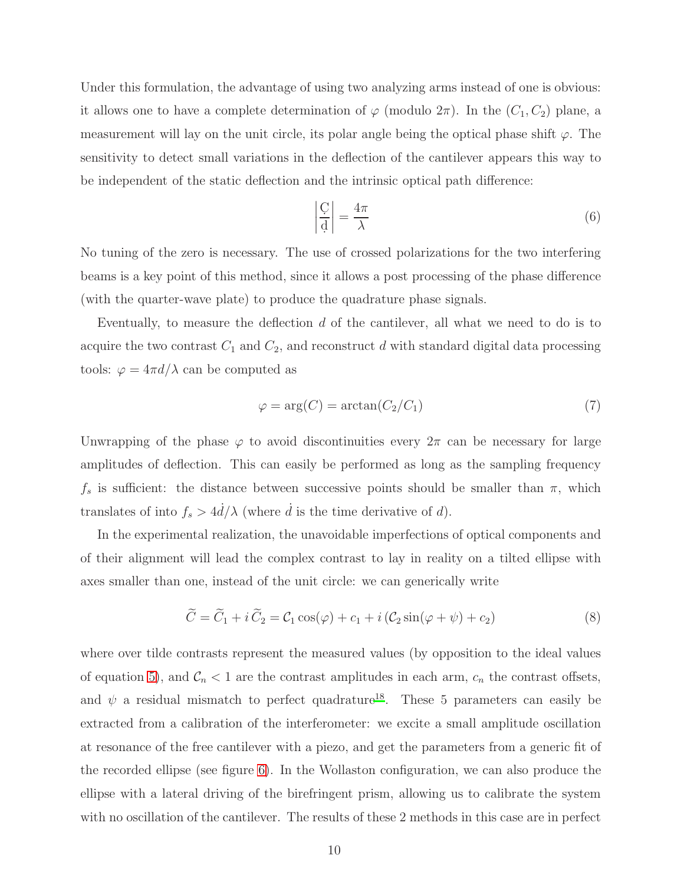Under this formulation, the advantage of using two analyzing arms instead of one is obvious: it allows one to have a complete determination of $\varphi$ (modulo $2\pi$). In the $(C_1, C_2)$ plane, a measurement will lay on the unit circle, its polar angle being the optical phase shift $\varphi$. The sensitivity to detect small variations in the deflection of the cantilever appears this way to be independent of the static deflection and the intrinsic optical path difference:

$$\left| \frac{\dot{C}}{\dot{d}} \right| = \frac{4\pi}{\lambda} \tag{6}$$

No tuning of the zero is necessary. The use of crossed polarizations for the two interfering beams is a key point of this method, since it allows a post processing of the phase difference (with the quarter-wave plate) to produce the quadrature phase signals.

Eventually, to measure the deflection $d$ of the cantilever, all what we need to do is to acquire the two contrast $C_1$ and $C_2$, and reconstruct $d$ with standard digital data processing tools: $\varphi = 4\pi d/\lambda$ can be computed as

$$\varphi = \arg(C) = \arctan(C_2/C_1) \tag{7}$$

Unwrapping of the phase $\varphi$ to avoid discontinuities every $2\pi$ can be necessary for large amplitudes of deflection. This can easily be performed as long as the sampling frequency $f_s$ is sufficient: the distance between successive points should be smaller than $\pi$, which translates of into $f_s > 4\dot{d}/\lambda$ (where $\dot{d}$ is the time derivative of $d$).

In the experimental realization, the unavoidable imperfections of optical components and of their alignment will lead the complex contrast to lay in reality on a tilted ellipse with axes smaller than one, instead of the unit circle: we can generically write

$$\widetilde{C} = \widetilde{C}_1 + i\,\widetilde{C}_2 = \mathcal{C}_1 \cos(\varphi) + c_1 + i\,(\mathcal{C}_2 \sin(\varphi + \psi) + c_2) \tag{8}$$

where over tilde contrasts represent the measured values (by opposition to the ideal values of equation 5), and $\mathcal{C}_n < 1$ are the contrast amplitudes in each arm, $c_n$ the contrast offsets, and $\psi$ a residual mismatch to perfect quadrature[18]. These 5 parameters can easily be extracted from a calibration of the interferometer: we excite a small amplitude oscillation at resonance of the free cantilever with a piezo, and get the parameters from a generic fit of the recorded ellipse (see figure 6). In the Wollaston configuration, we can also produce the ellipse with a lateral driving of the birefringent prism, allowing us to calibrate the system with no oscillation of the cantilever. The results of these 2 methods in this case are in perfect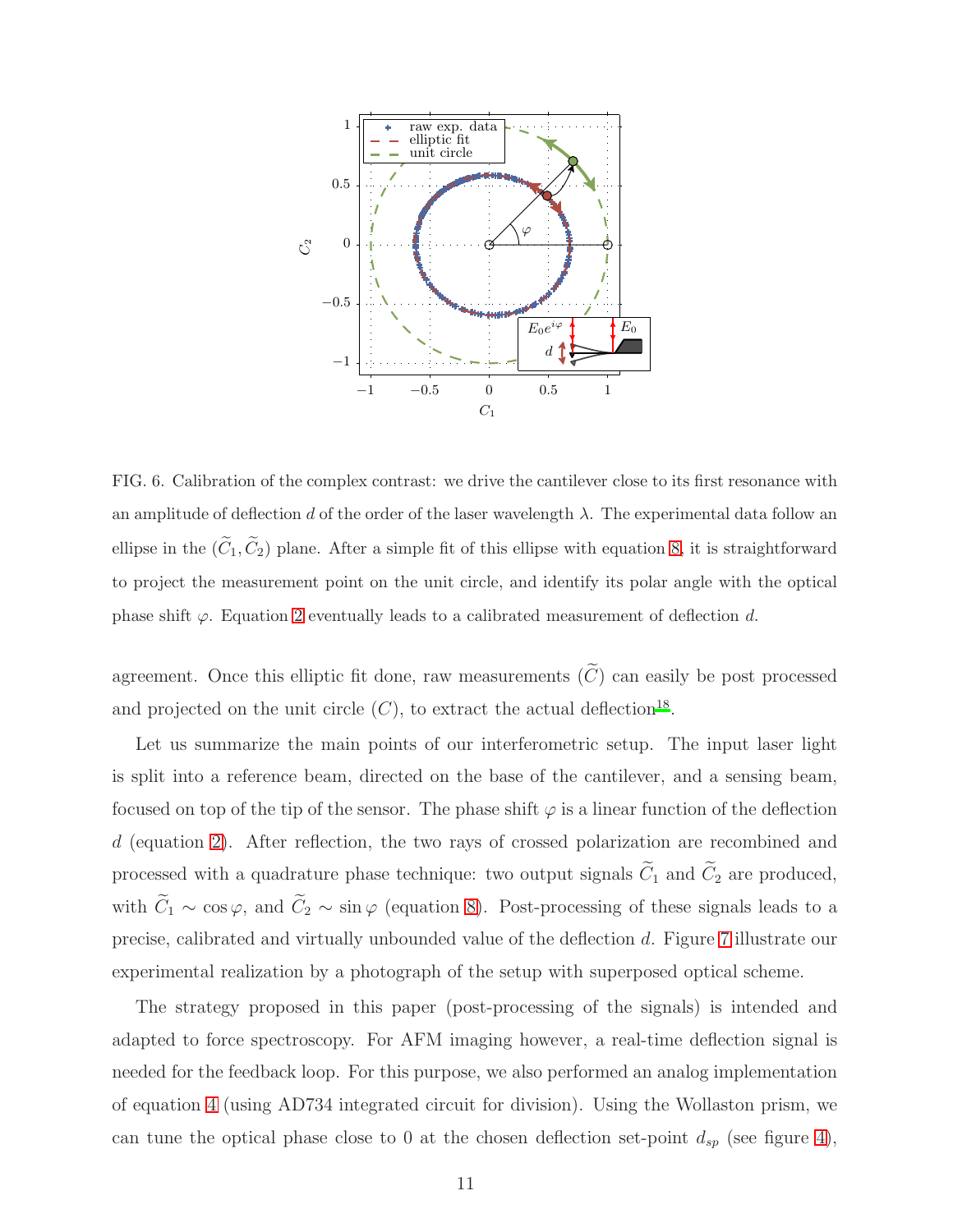FIG. 6. Calibration of the complex contrast: we drive the cantilever close to its first resonance with an amplitude of deflection $d$ of the order of the laser wavelength $\lambda$. The experimental data follow an ellipse in the $(\widetilde{C}_1, \widetilde{C}_2)$ plane. After a simple fit of this ellipse with equation 8, it is straightforward to project the measurement point on the unit circle, and identify its polar angle with the optical phase shift $\varphi$. Equation 2 eventually leads to a calibrated measurement of deflection $d$.

agreement. Once this elliptic fit done, raw measurements $(\widetilde{C})$ can easily be post processed and projected on the unit circle $(C)$, to extract the actual deflection[18].

Let us summarize the main points of our interferometric setup. The input laser light is split into a reference beam, directed on the base of the cantilever, and a sensing beam, focused on top of the tip of the sensor. The phase shift $\varphi$ is a linear function of the deflection $d$ (equation 2). After reflection, the two rays of crossed polarization are recombined and processed with a quadrature phase technique: two output signals $\widetilde{C}_1$ and $\widetilde{C}_2$ are produced, with $\widetilde{C}_1 \sim \cos\varphi$, and $\widetilde{C}_2 \sim \sin\varphi$ (equation 8). Post-processing of these signals leads to a precise, calibrated and virtually unbounded value of the deflection $d$. Figure 7 illustrate our experimental realization by a photograph of the setup with superposed optical scheme.

The strategy proposed in this paper (post-processing of the signals) is intended and adapted to force spectroscopy. For AFM imaging however, a real-time deflection signal is needed for the feedback loop. For this purpose, we also performed an analog implementation of equation 4 (using AD734 integrated circuit for division). Using the Wollaston prism, we can tune the optical phase close to 0 at the chosen deflection set-point $d_{sp}$ (see figure 4),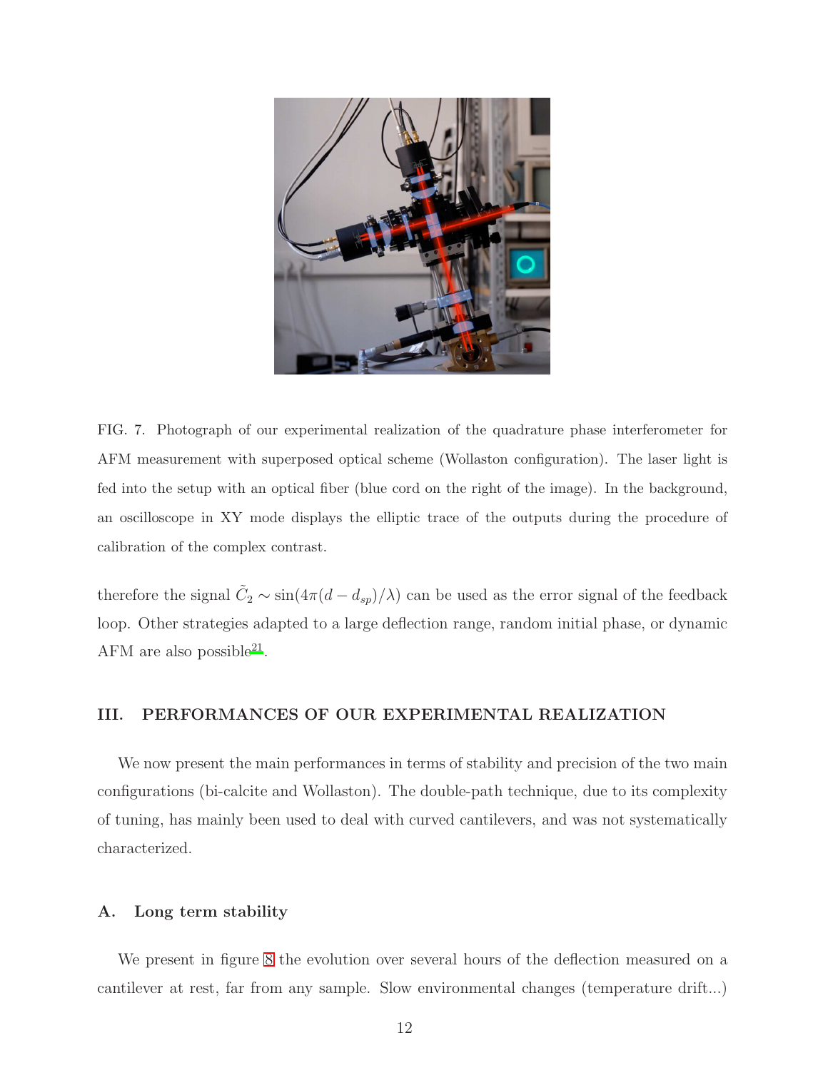FIG. 7. Photograph of our experimental realization of the quadrature phase interferometer for AFM measurement with superposed optical scheme (Wollaston configuration). The laser light is fed into the setup with an optical fiber (blue cord on the right of the image). In the background, an oscilloscope in XY mode displays the elliptic trace of the outputs during the procedure of calibration of the complex contrast.

therefore the signal $\tilde{C}_2 \sim \sin(4\pi(d - d_{sp})/\lambda)$ can be used as the error signal of the feedback loop. Other strategies adapted to a large deflection range, random initial phase, or dynamic AFM are also possible[21].

## III. PERFORMANCES OF OUR EXPERIMENTAL REALIZATION

We now present the main performances in terms of stability and precision of the two main configurations (bi-calcite and Wollaston). The double-path technique, due to its complexity of tuning, has mainly been used to deal with curved cantilevers, and was not systematically characterized.

### A. Long term stability

We present in figure 8 the evolution over several hours of the deflection measured on a cantilever at rest, far from any sample. Slow environmental changes (temperature drift...)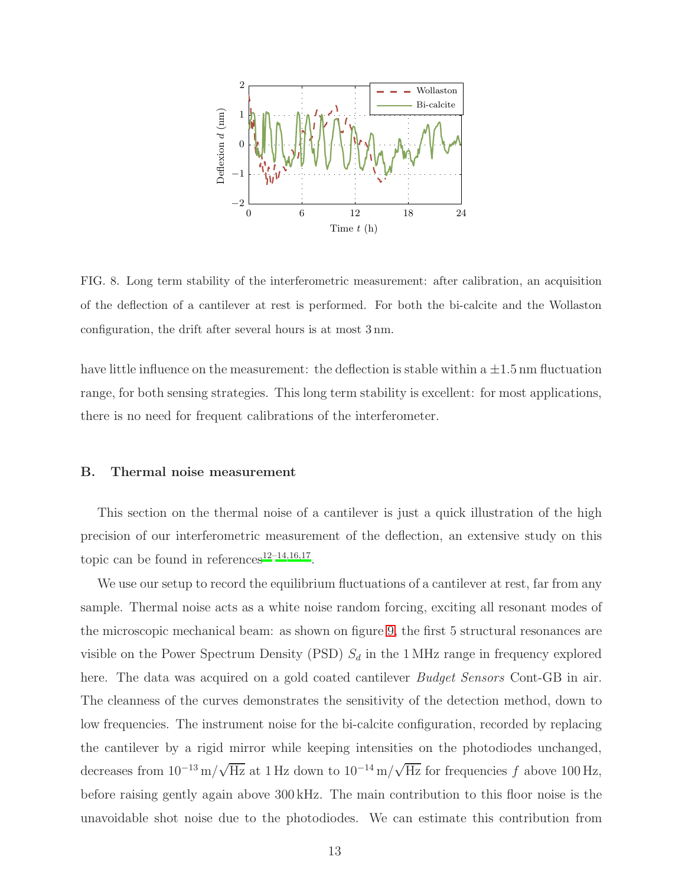FIG. 8. Long term stability of the interferometric measurement: after calibration, an acquisition of the deflection of a cantilever at rest is performed. For both the bi-calcite and the Wollaston configuration, the drift after several hours is at most 3 nm.

have little influence on the measurement: the deflection is stable within a $\pm 1.5$ nm fluctuation range, for both sensing strategies. This long term stability is excellent: for most applications, there is no need for frequent calibrations of the interferometer.

## B. Thermal noise measurement

This section on the thermal noise of a cantilever is just a quick illustration of the high precision of our interferometric measurement of the deflection, an extensive study on this topic can be found in references[12–14,16,17].

We use our setup to record the equilibrium fluctuations of a cantilever at rest, far from any sample. Thermal noise acts as a white noise random forcing, exciting all resonant modes of the microscopic mechanical beam: as shown on figure 9, the first 5 structural resonances are visible on the Power Spectrum Density (PSD) $S_d$ in the 1 MHz range in frequency explored here. The data was acquired on a gold coated cantilever *Budget Sensors* Cont-GB in air. The cleanness of the curves demonstrates the sensitivity of the detection method, down to low frequencies. The instrument noise for the bi-calcite configuration, recorded by replacing the cantilever by a rigid mirror while keeping intensities on the photodiodes unchanged, decreases from $10^{-13}\,\mathrm{m}/\sqrt{\mathrm{Hz}}$ at 1 Hz down to $10^{-14}\,\mathrm{m}/\sqrt{\mathrm{Hz}}$ for frequencies $f$ above 100 Hz, before raising gently again above 300 kHz. The main contribution to this floor noise is the unavoidable shot noise due to the photodiodes. We can estimate this contribution from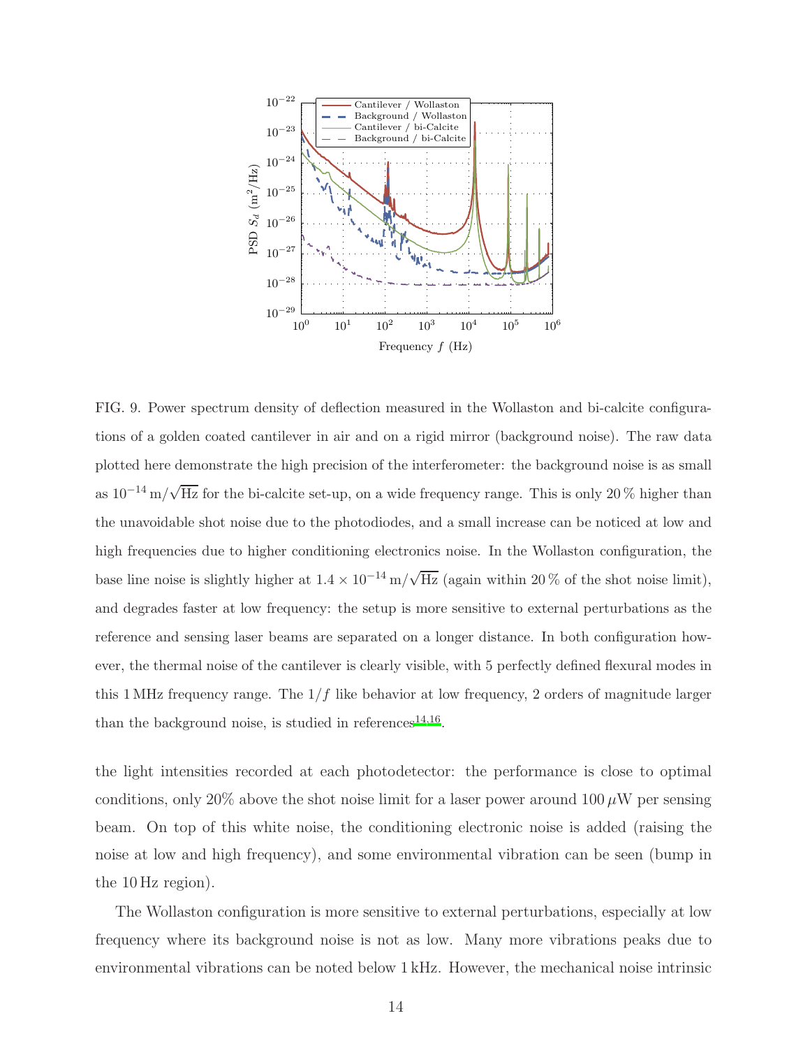FIG. 9. Power spectrum density of deflection measured in the Wollaston and bi-calcite configurations of a golden coated cantilever in air and on a rigid mirror (background noise). The raw data plotted here demonstrate the high precision of the interferometer: the background noise is as small as $10^{-14}\,\mathrm{m}/\sqrt{\mathrm{Hz}}$ for the bi-calcite set-up, on a wide frequency range. This is only 20 % higher than the unavoidable shot noise due to the photodiodes, and a small increase can be noticed at low and high frequencies due to higher conditioning electronics noise. In the Wollaston configuration, the base line noise is slightly higher at $1.4 \times 10^{-14}\,\mathrm{m}/\sqrt{\mathrm{Hz}}$ (again within 20 % of the shot noise limit), and degrades faster at low frequency: the setup is more sensitive to external perturbations as the reference and sensing laser beams are separated on a longer distance. In both configuration however, the thermal noise of the cantilever is clearly visible, with 5 perfectly defined flexural modes in this 1 MHz frequency range. The $1/f$ like behavior at low frequency, 2 orders of magnitude larger than the background noise, is studied in references[14,16].

the light intensities recorded at each photodetector: the performance is close to optimal conditions, only 20% above the shot noise limit for a laser power around 100 $\mu$W per sensing beam. On top of this white noise, the conditioning electronic noise is added (raising the noise at low and high frequency), and some environmental vibration can be seen (bump in the 10 Hz region).

The Wollaston configuration is more sensitive to external perturbations, especially at low frequency where its background noise is not as low. Many more vibrations peaks due to environmental vibrations can be noted below 1 kHz. However, the mechanical noise intrinsic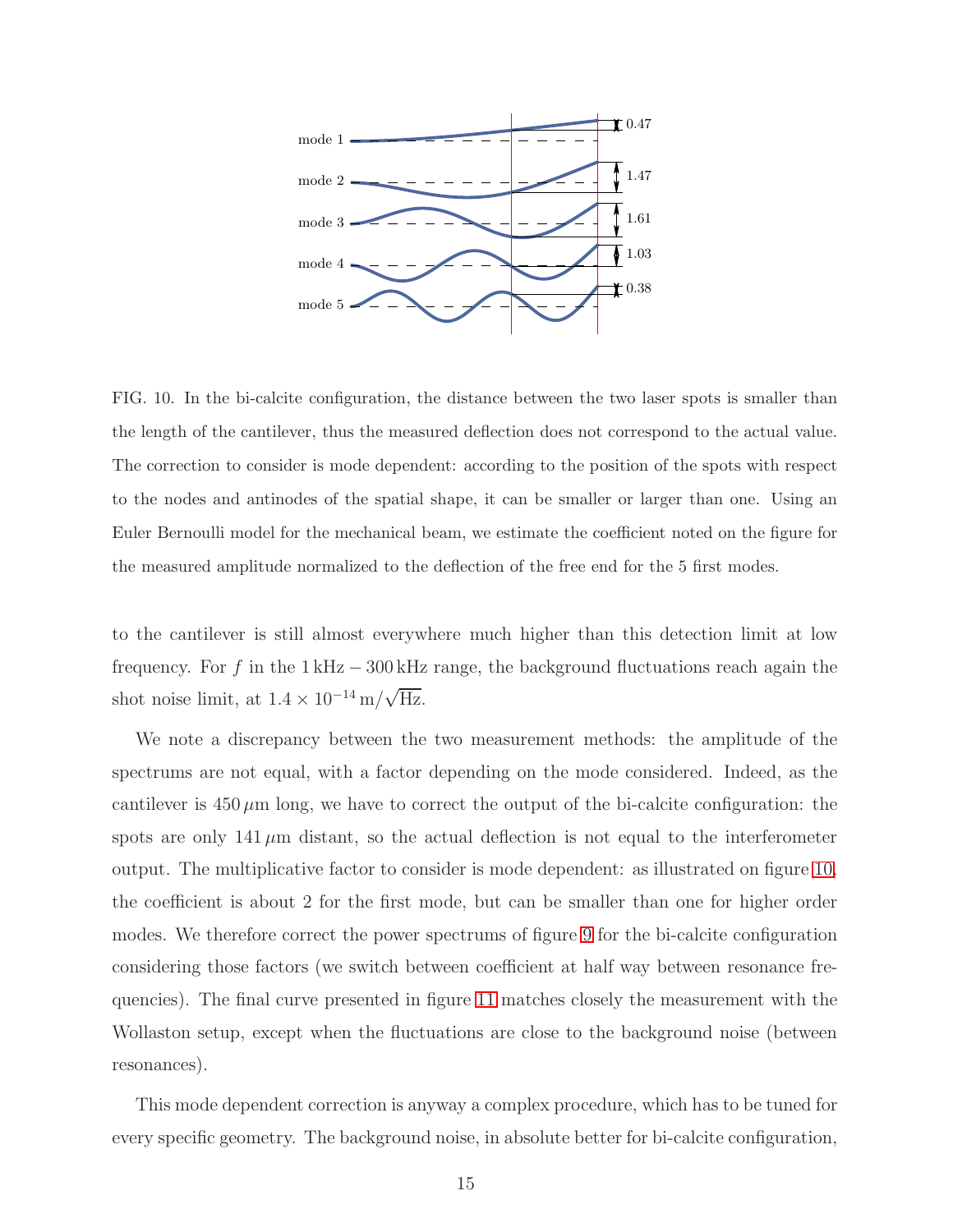FIG. 10. In the bi-calcite configuration, the distance between the two laser spots is smaller than the length of the cantilever, thus the measured deflection does not correspond to the actual value. The correction to consider is mode dependent: according to the position of the spots with respect to the nodes and antinodes of the spatial shape, it can be smaller or larger than one. Using an Euler Bernoulli model for the mechanical beam, we estimate the coefficient noted on the figure for the measured amplitude normalized to the deflection of the free end for the 5 first modes.

to the cantilever is still almost everywhere much higher than this detection limit at low frequency. For $f$ in the $1\,\mathrm{kHz} - 300\,\mathrm{kHz}$ range, the background fluctuations reach again the shot noise limit, at $1.4 \times 10^{-14}\,\mathrm{m}/\sqrt{\mathrm{Hz}}$.

We note a discrepancy between the two measurement methods: the amplitude of the spectrums are not equal, with a factor depending on the mode considered. Indeed, as the cantilever is $450\,\mu$m long, we have to correct the output of the bi-calcite configuration: the spots are only $141\,\mu$m distant, so the actual deflection is not equal to the interferometer output. The multiplicative factor to consider is mode dependent: as illustrated on figure 10, the coefficient is about 2 for the first mode, but can be smaller than one for higher order modes. We therefore correct the power spectrums of figure 9 for the bi-calcite configuration considering those factors (we switch between coefficient at half way between resonance frequencies). The final curve presented in figure 11 matches closely the measurement with the Wollaston setup, except when the fluctuations are close to the background noise (between resonances).

This mode dependent correction is anyway a complex procedure, which has to be tuned for every specific geometry. The background noise, in absolute better for bi-calcite configuration,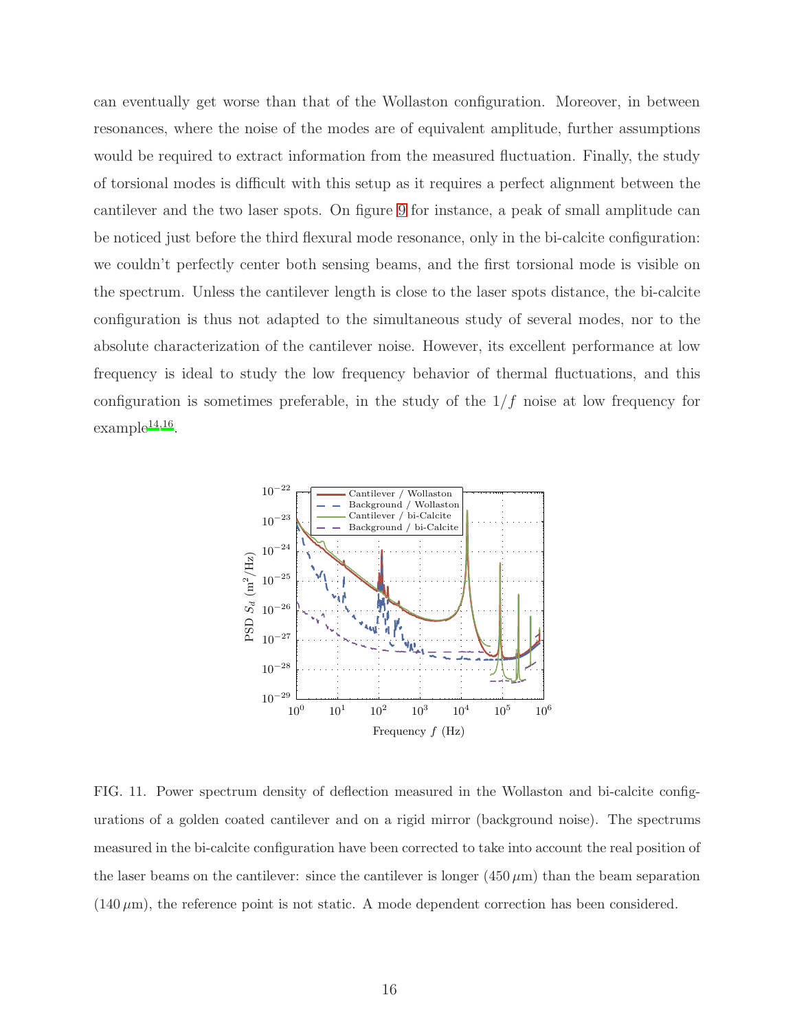can eventually get worse than that of the Wollaston configuration. Moreover, in between resonances, where the noise of the modes are of equivalent amplitude, further assumptions would be required to extract information from the measured fluctuation. Finally, the study of torsional modes is difficult with this setup as it requires a perfect alignment between the cantilever and the two laser spots. On figure 9 for instance, a peak of small amplitude can be noticed just before the third flexural mode resonance, only in the bi-calcite configuration: we couldn't perfectly center both sensing beams, and the first torsional mode is visible on the spectrum. Unless the cantilever length is close to the laser spots distance, the bi-calcite configuration is thus not adapted to the simultaneous study of several modes, nor to the absolute characterization of the cantilever noise. However, its excellent performance at low frequency is ideal to study the low frequency behavior of thermal fluctuations, and this configuration is sometimes preferable, in the study of the $1/f$ noise at low frequency for example[14,16].

FIG. 11. Power spectrum density of deflection measured in the Wollaston and bi-calcite configurations of a golden coated cantilever and on a rigid mirror (background noise). The spectrums measured in the bi-calcite configuration have been corrected to take into account the real position of the laser beams on the cantilever: since the cantilever is longer ($450\,\mu$m) than the beam separation ($140\,\mu$m), the reference point is not static. A mode dependent correction has been considered.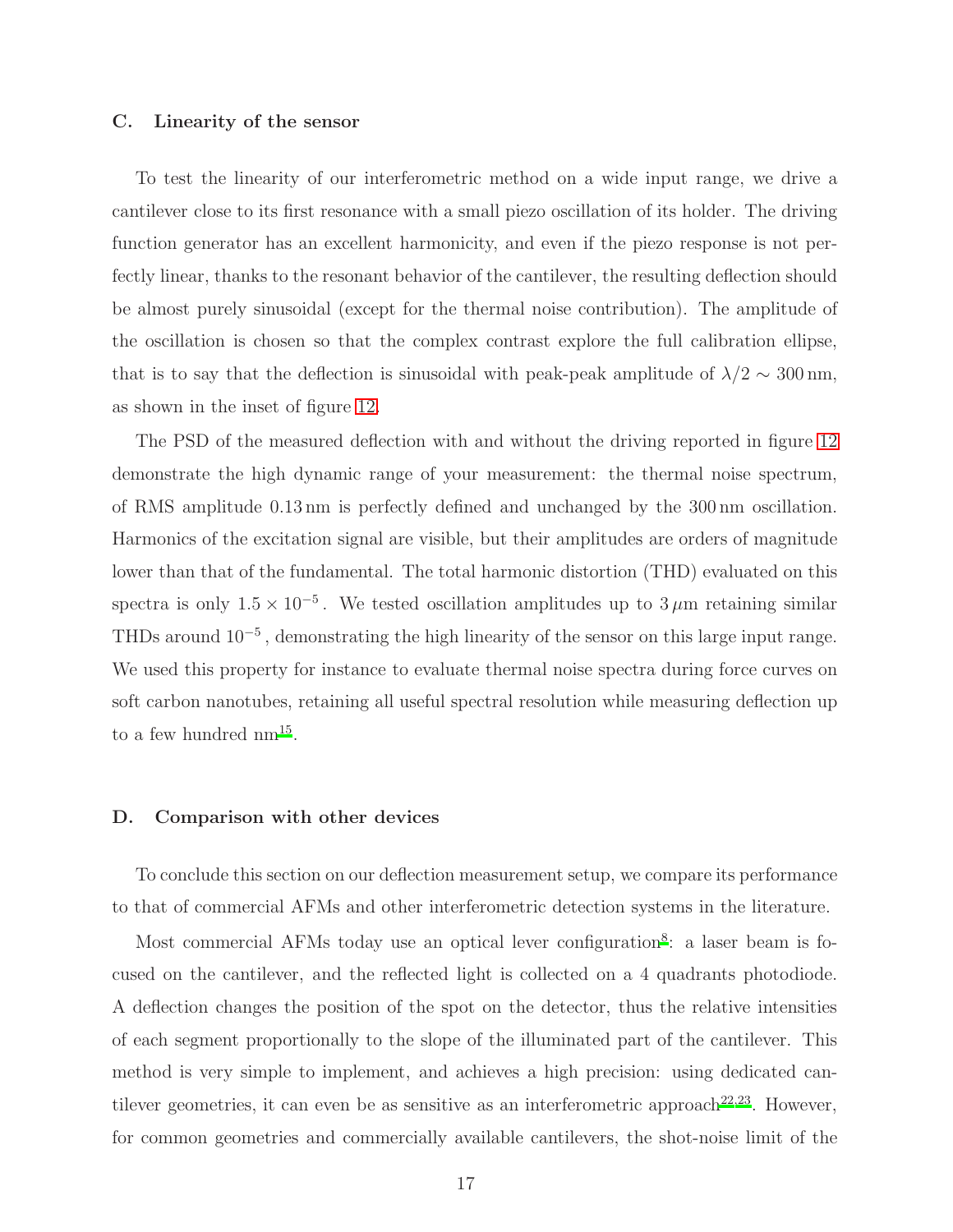### C. Linearity of the sensor

To test the linearity of our interferometric method on a wide input range, we drive a cantilever close to its first resonance with a small piezo oscillation of its holder. The driving function generator has an excellent harmonicity, and even if the piezo response is not perfectly linear, thanks to the resonant behavior of the cantilever, the resulting deflection should be almost purely sinusoidal (except for the thermal noise contribution). The amplitude of the oscillation is chosen so that the complex contrast explore the full calibration ellipse, that is to say that the deflection is sinusoidal with peak-peak amplitude of $\lambda/2 \sim 300\,\mathrm{nm}$, as shown in the inset of figure 12.

The PSD of the measured deflection with and without the driving reported in figure 12 demonstrate the high dynamic range of your measurement: the thermal noise spectrum, of RMS amplitude 0.13 nm is perfectly defined and unchanged by the 300 nm oscillation. Harmonics of the excitation signal are visible, but their amplitudes are orders of magnitude lower than that of the fundamental. The total harmonic distortion (THD) evaluated on this spectra is only $1.5 \times 10^{-5}$ . We tested oscillation amplitudes up to $3\,\mu\mathrm{m}$ retaining similar THDs around $10^{-5}$ , demonstrating the high linearity of the sensor on this large input range. We used this property for instance to evaluate thermal noise spectra during force curves on soft carbon nanotubes, retaining all useful spectral resolution while measuring deflection up to a few hundred nm[15].

### D. Comparison with other devices

To conclude this section on our deflection measurement setup, we compare its performance to that of commercial AFMs and other interferometric detection systems in the literature.

Most commercial AFMs today use an optical lever configuration[8]: a laser beam is focused on the cantilever, and the reflected light is collected on a 4 quadrants photodiode. A deflection changes the position of the spot on the detector, thus the relative intensities of each segment proportionally to the slope of the illuminated part of the cantilever. This method is very simple to implement, and achieves a high precision: using dedicated cantilever geometries, it can even be as sensitive as an interferometric approach[22,23]. However, for common geometries and commercially available cantilevers, the shot-noise limit of the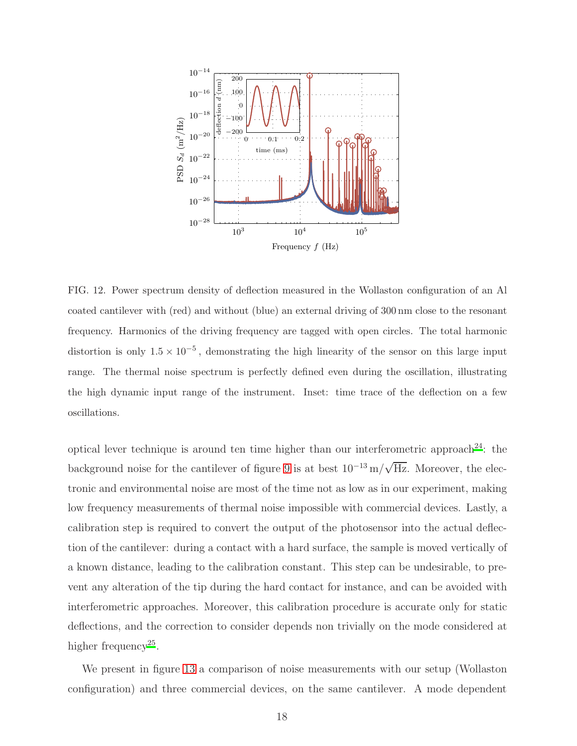FIG. 12. Power spectrum density of deflection measured in the Wollaston configuration of an Al coated cantilever with (red) and without (blue) an external driving of 300 nm close to the resonant frequency. Harmonics of the driving frequency are tagged with open circles. The total harmonic distortion is only $1.5 \times 10^{-5}$, demonstrating the high linearity of the sensor on this large input range. The thermal noise spectrum is perfectly defined even during the oscillation, illustrating the high dynamic input range of the instrument. Inset: time trace of the deflection on a few oscillations.

optical lever technique is around ten time higher than our interferometric approach[24]: the background noise for the cantilever of figure 9 is at best $10^{-13}\,\mathrm{m}/\sqrt{\mathrm{Hz}}$. Moreover, the electronic and environmental noise are most of the time not as low as in our experiment, making low frequency measurements of thermal noise impossible with commercial devices. Lastly, a calibration step is required to convert the output of the photosensor into the actual deflection of the cantilever: during a contact with a hard surface, the sample is moved vertically of a known distance, leading to the calibration constant. This step can be undesirable, to prevent any alteration of the tip during the hard contact for instance, and can be avoided with interferometric approaches. Moreover, this calibration procedure is accurate only for static deflections, and the correction to consider depends non trivially on the mode considered at higher frequency[25].

We present in figure 13 a comparison of noise measurements with our setup (Wollaston configuration) and three commercial devices, on the same cantilever. A mode dependent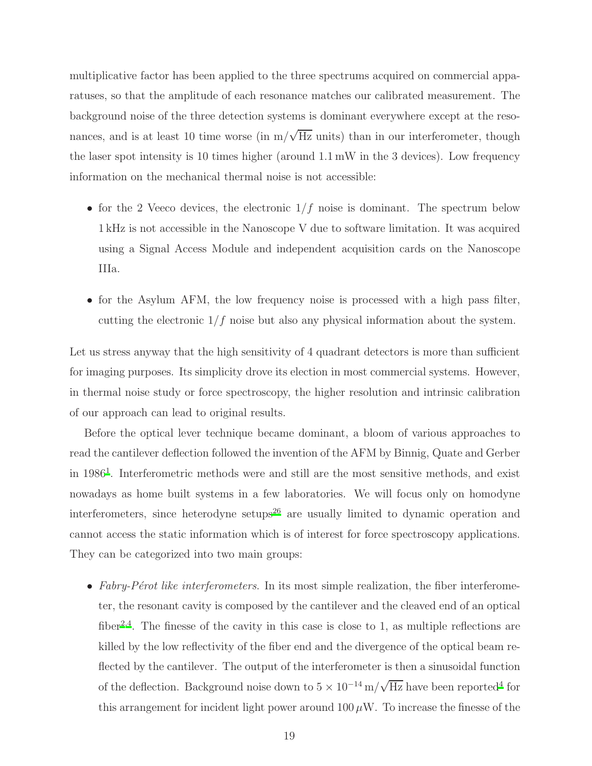multiplicative factor has been applied to the three spectrums acquired on commercial apparatuses, so that the amplitude of each resonance matches our calibrated measurement. The background noise of the three detection systems is dominant everywhere except at the resonances, and is at least 10 time worse (in $\mathrm{m}/\sqrt{\mathrm{Hz}}$ units) than in our interferometer, though the laser spot intensity is 10 times higher (around 1.1 mW in the 3 devices). Low frequency information on the mechanical thermal noise is not accessible:

- for the 2 Veeco devices, the electronic $1/f$ noise is dominant. The spectrum below 1 kHz is not accessible in the Nanoscope V due to software limitation. It was acquired using a Signal Access Module and independent acquisition cards on the Nanoscope IIIa.
- for the Asylum AFM, the low frequency noise is processed with a high pass filter, cutting the electronic $1/f$ noise but also any physical information about the system.

Let us stress anyway that the high sensitivity of 4 quadrant detectors is more than sufficient for imaging purposes. Its simplicity drove its election in most commercial systems. However, in thermal noise study or force spectroscopy, the higher resolution and intrinsic calibration of our approach can lead to original results.

Before the optical lever technique became dominant, a bloom of various approaches to read the cantilever deflection followed the invention of the AFM by Binnig, Quate and Gerber in 1986[1]. Interferometric methods were and still are the most sensitive methods, and exist nowadays as home built systems in a few laboratories. We will focus only on homodyne interferometers, since heterodyne setups[26] are usually limited to dynamic operation and cannot access the static information which is of interest for force spectroscopy applications. They can be categorized into two main groups:

- *Fabry-Pérot like interferometers*. In its most simple realization, the fiber interferometer, the resonant cavity is composed by the cantilever and the cleaved end of an optical fiber[2,4]. The finesse of the cavity in this case is close to 1, as multiple reflections are killed by the low reflectivity of the fiber end and the divergence of the optical beam reflected by the cantilever. The output of the interferometer is then a sinusoidal function of the deflection. Background noise down to $5 \times 10^{-14}\,\mathrm{m}/\sqrt{\mathrm{Hz}}$ have been reported[4] for this arrangement for incident light power around $100\,\mu\mathrm{W}$. To increase the finesse of the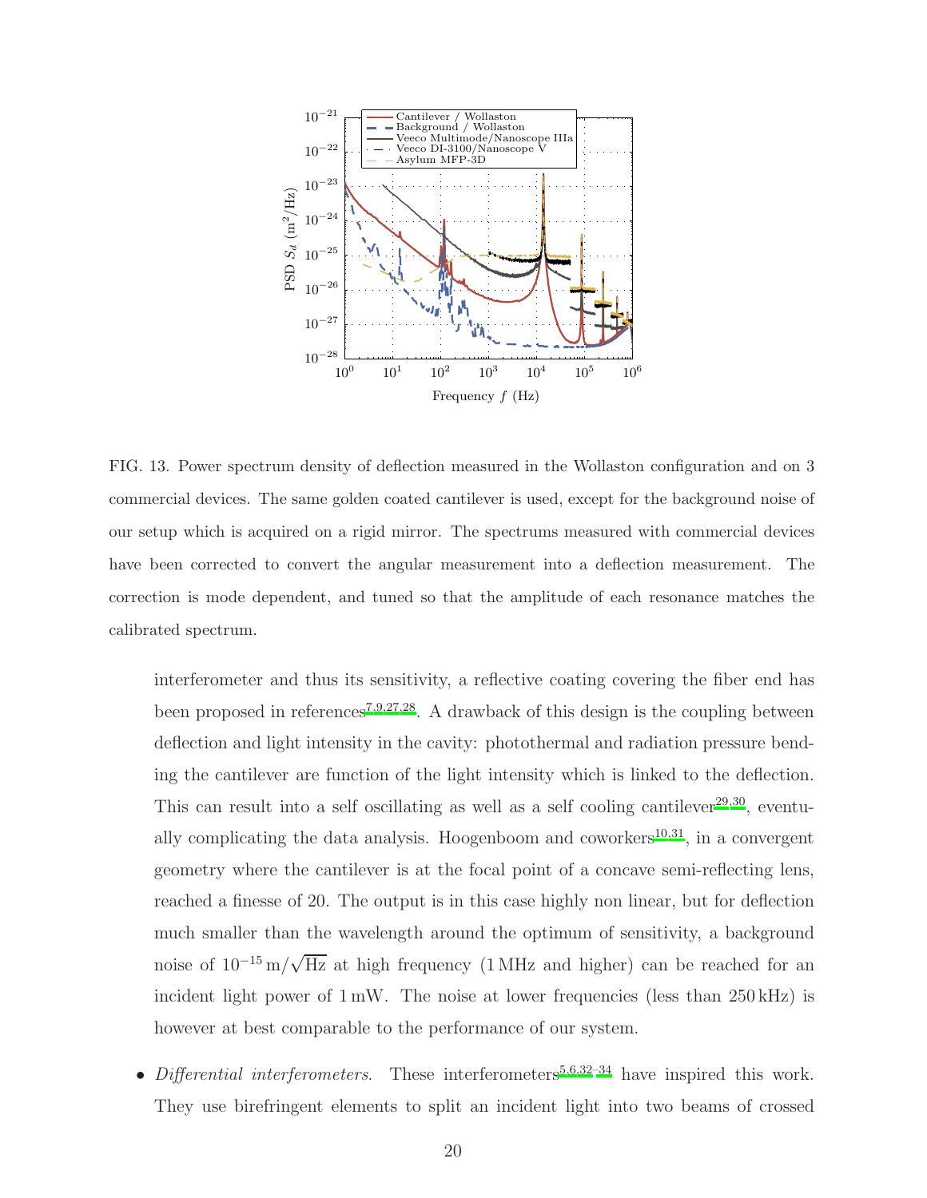FIG. 13. Power spectrum density of deflection measured in the Wollaston configuration and on 3 commercial devices. The same golden coated cantilever is used, except for the background noise of our setup which is acquired on a rigid mirror. The spectrums measured with commercial devices have been corrected to convert the angular measurement into a deflection measurement. The correction is mode dependent, and tuned so that the amplitude of each resonance matches the calibrated spectrum.

interferometer and thus its sensitivity, a reflective coating covering the fiber end has been proposed in references[7,9,27,28]. A drawback of this design is the coupling between deflection and light intensity in the cavity: photothermal and radiation pressure bending the cantilever are function of the light intensity which is linked to the deflection. This can result into a self oscillating as well as a self cooling cantilever[29,30], eventually complicating the data analysis. Hoogenboom and coworkers[10,31], in a convergent geometry where the cantilever is at the focal point of a concave semi-reflecting lens, reached a finesse of 20. The output is in this case highly non linear, but for deflection much smaller than the wavelength around the optimum of sensitivity, a background noise of $10^{-15}\,\mathrm{m}/\sqrt{\mathrm{Hz}}$ at high frequency (1 MHz and higher) can be reached for an incident light power of 1 mW. The noise at lower frequencies (less than 250 kHz) is however at best comparable to the performance of our system.

- *Differential interferometers*. These interferometers[5,6,32–34] have inspired this work. They use birefringent elements to split an incident light into two beams of crossed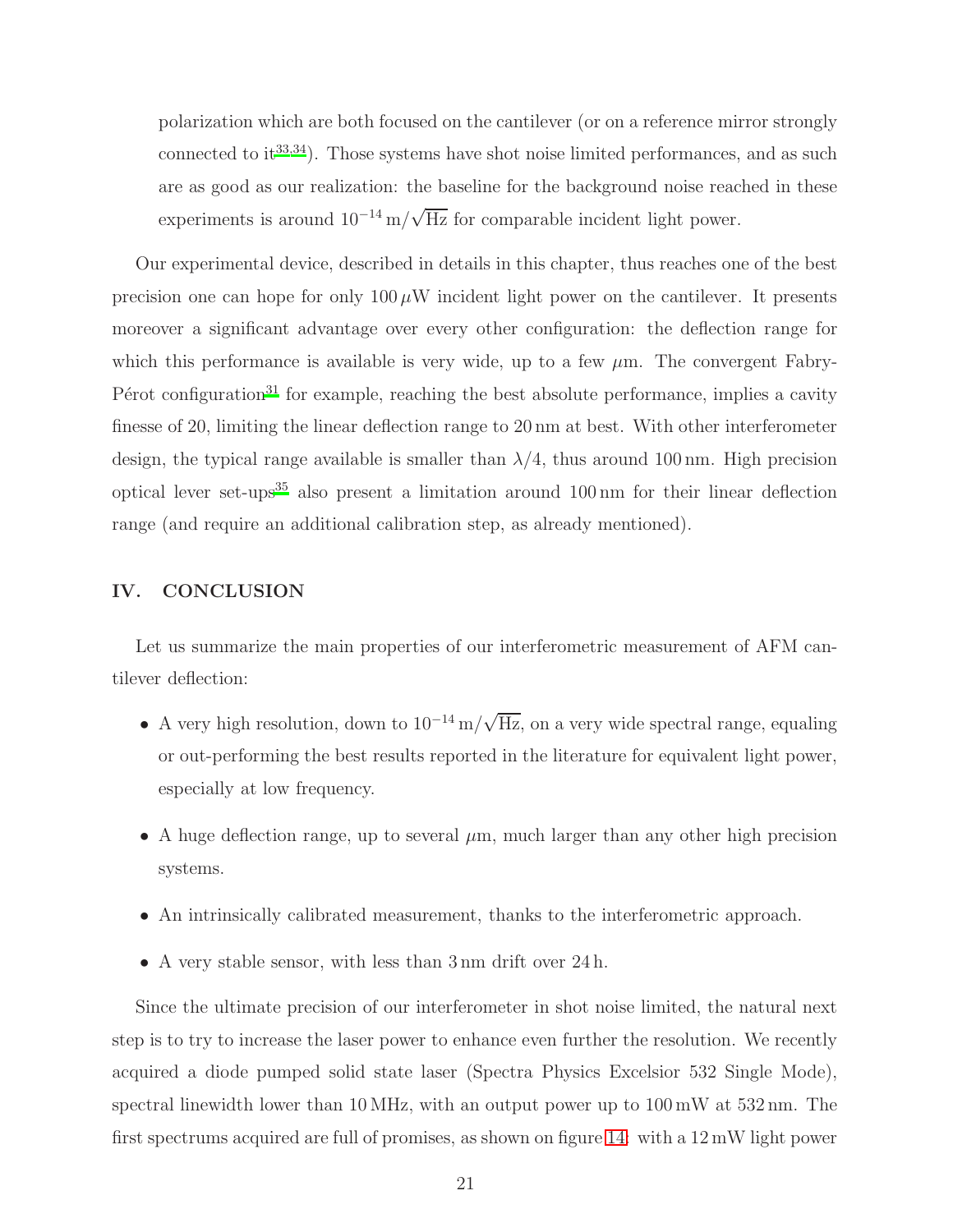polarization which are both focused on the cantilever (or on a reference mirror strongly connected to it[33,34]). Those systems have shot noise limited performances, and as such are as good as our realization: the baseline for the background noise reached in these experiments is around $10^{-14}\,\mathrm{m}/\sqrt{\mathrm{Hz}}$ for comparable incident light power.

Our experimental device, described in details in this chapter, thus reaches one of the best precision one can hope for only $100\,\mu\mathrm{W}$ incident light power on the cantilever. It presents moreover a significant advantage over every other configuration: the deflection range for which this performance is available is very wide, up to a few $\mu$m. The convergent Fabry-Pérot configuration[31] for example, reaching the best absolute performance, implies a cavity finesse of 20, limiting the linear deflection range to 20 nm at best. With other interferometer design, the typical range available is smaller than $\lambda/4$, thus around 100 nm. High precision optical lever set-ups[35] also present a limitation around 100 nm for their linear deflection range (and require an additional calibration step, as already mentioned).

## IV. CONCLUSION

Let us summarize the main properties of our interferometric measurement of AFM cantilever deflection:

- A very high resolution, down to $10^{-14}\,\mathrm{m}/\sqrt{\mathrm{Hz}}$, on a very wide spectral range, equaling or out-performing the best results reported in the literature for equivalent light power, especially at low frequency.
- A huge deflection range, up to several $\mu$m, much larger than any other high precision systems.
- An intrinsically calibrated measurement, thanks to the interferometric approach.
- A very stable sensor, with less than 3 nm drift over 24 h.

Since the ultimate precision of our interferometer in shot noise limited, the natural next step is to try to increase the laser power to enhance even further the resolution. We recently acquired a diode pumped solid state laser (Spectra Physics Excelsior 532 Single Mode), spectral linewidth lower than 10 MHz, with an output power up to 100 mW at 532 nm. The first spectrums acquired are full of promises, as shown on figure 14: with a 12 mW light power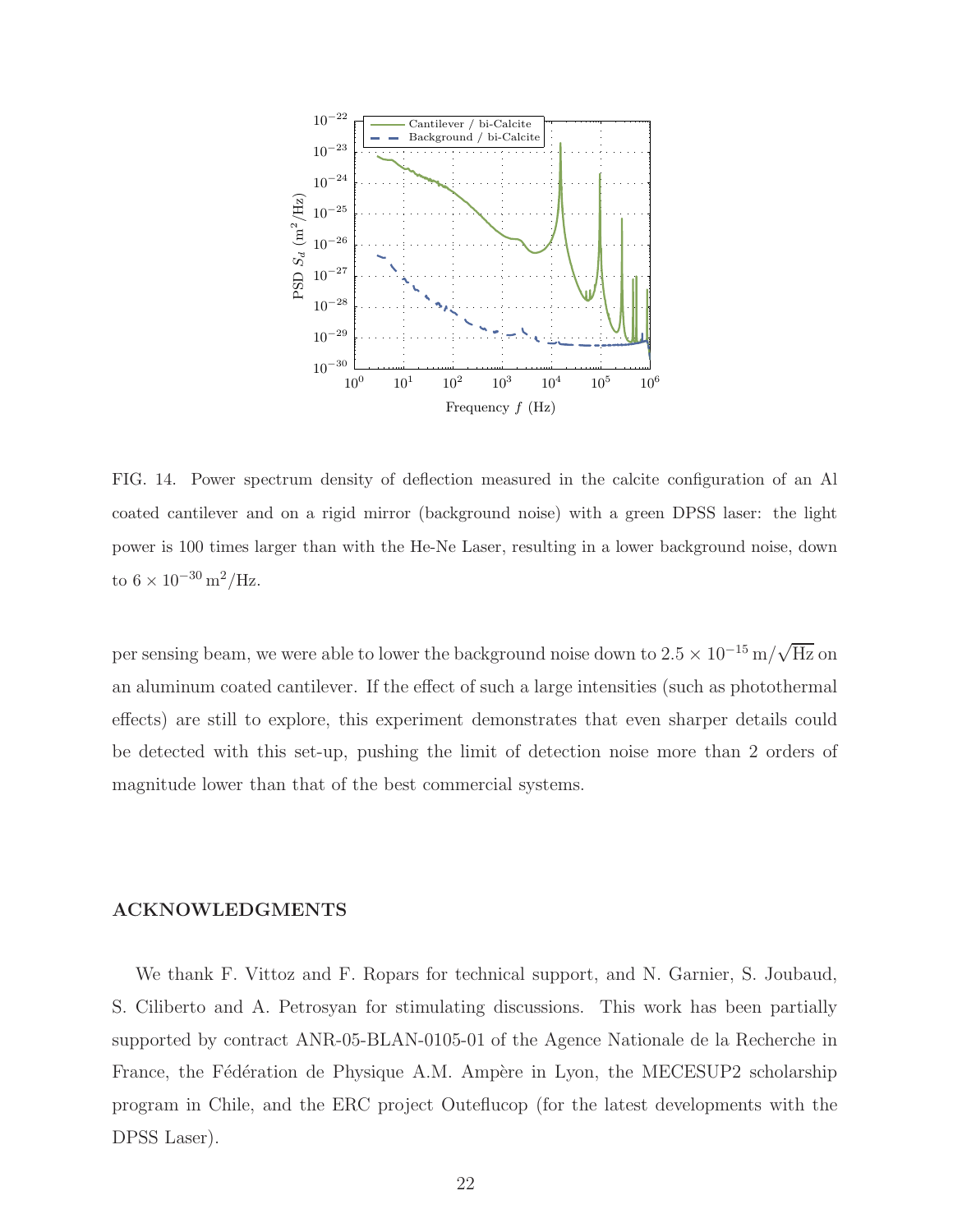FIG. 14. Power spectrum density of deflection measured in the calcite configuration of an Al coated cantilever and on a rigid mirror (background noise) with a green DPSS laser: the light power is 100 times larger than with the He-Ne Laser, resulting in a lower background noise, down to $6 \times 10^{-30}\,\mathrm{m^2/Hz}$.

per sensing beam, we were able to lower the background noise down to $2.5 \times 10^{-15}\,\mathrm{m}/\sqrt{\mathrm{Hz}}$ on an aluminum coated cantilever. If the effect of such a large intensities (such as photothermal effects) are still to explore, this experiment demonstrates that even sharper details could be detected with this set-up, pushing the limit of detection noise more than 2 orders of magnitude lower than that of the best commercial systems.

## ACKNOWLEDGMENTS

We thank F. Vittoz and F. Ropars for technical support, and N. Garnier, S. Joubaud, S. Ciliberto and A. Petrosyan for stimulating discussions. This work has been partially supported by contract ANR-05-BLAN-0105-01 of the Agence Nationale de la Recherche in France, the Fédération de Physique A.M. Ampère in Lyon, the MECESUP2 scholarship program in Chile, and the ERC project Outeflucop (for the latest developments with the DPSS Laser).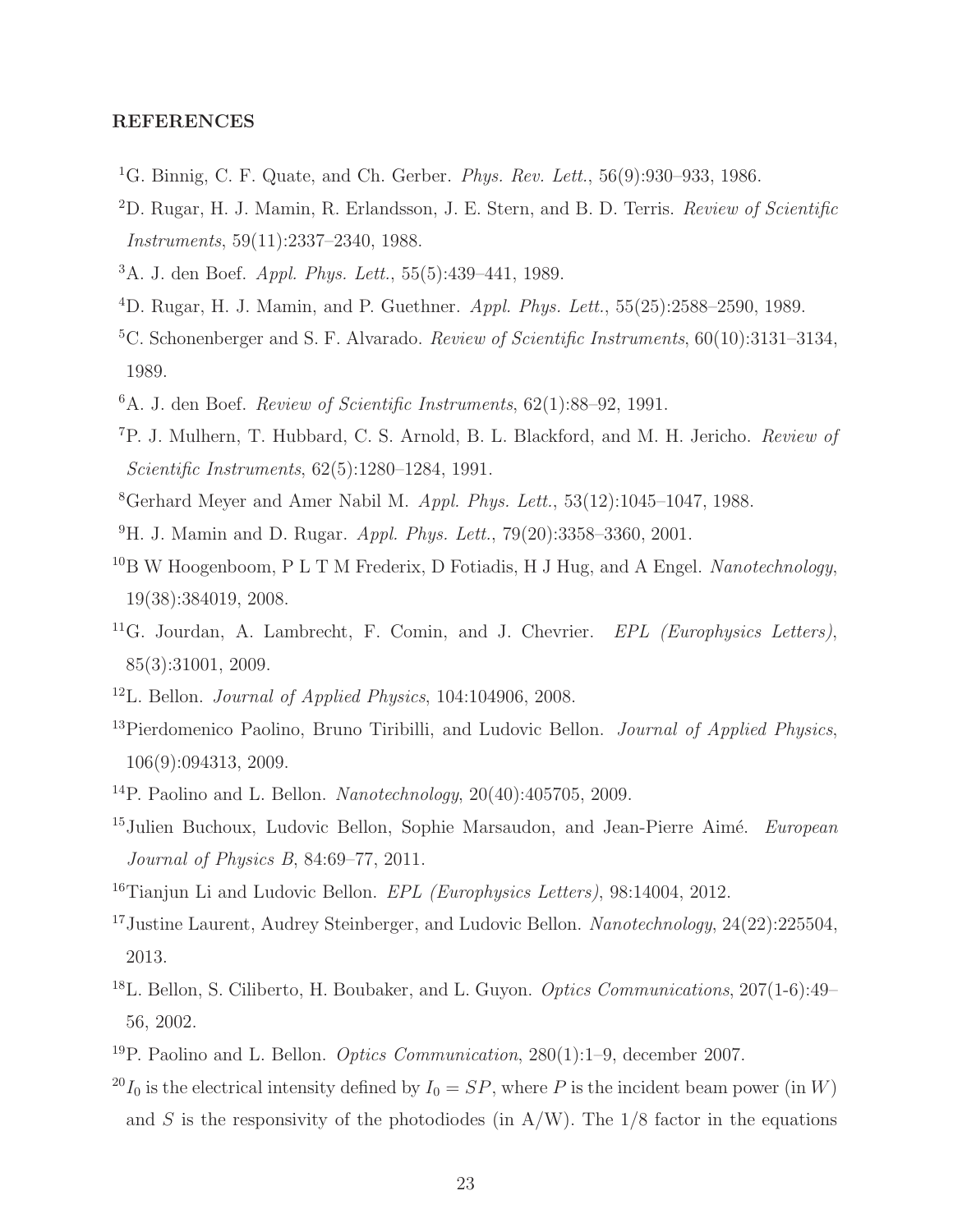**REFERENCES**

[1] G. Binnig, C. F. Quate, and Ch. Gerber. *Phys. Rev. Lett.*, 56(9):930–933, 1986.

[2] D. Rugar, H. J. Mamin, R. Erlandsson, J. E. Stern, and B. D. Terris. *Review of Scientific Instruments*, 59(11):2337–2340, 1988.

[3] A. J. den Boef. *Appl. Phys. Lett.*, 55(5):439–441, 1989.

[4] D. Rugar, H. J. Mamin, and P. Guethner. *Appl. Phys. Lett.*, 55(25):2588–2590, 1989.

[5] C. Schonenberger and S. F. Alvarado. *Review of Scientific Instruments*, 60(10):3131–3134, 1989.

[6] A. J. den Boef. *Review of Scientific Instruments*, 62(1):88–92, 1991.

[7] P. J. Mulhern, T. Hubbard, C. S. Arnold, B. L. Blackford, and M. H. Jericho. *Review of Scientific Instruments*, 62(5):1280–1284, 1991.

[8] Gerhard Meyer and Amer Nabil M. *Appl. Phys. Lett.*, 53(12):1045–1047, 1988.

[9] H. J. Mamin and D. Rugar. *Appl. Phys. Lett.*, 79(20):3358–3360, 2001.

[10] B W Hoogenboom, P L T M Frederix, D Fotiadis, H J Hug, and A Engel. *Nanotechnology*, 19(38):384019, 2008.

[11] G. Jourdan, A. Lambrecht, F. Comin, and J. Chevrier. *EPL (Europhysics Letters)*, 85(3):31001, 2009.

[12] L. Bellon. *Journal of Applied Physics*, 104:104906, 2008.

[13] Pierdomenico Paolino, Bruno Tiribilli, and Ludovic Bellon. *Journal of Applied Physics*, 106(9):094313, 2009.

[14] P. Paolino and L. Bellon. *Nanotechnology*, 20(40):405705, 2009.

[15] Julien Buchoux, Ludovic Bellon, Sophie Marsaudon, and Jean-Pierre Aimé. *European Journal of Physics B*, 84:69–77, 2011.

[16] Tianjun Li and Ludovic Bellon. *EPL (Europhysics Letters)*, 98:14004, 2012.

[17] Justine Laurent, Audrey Steinberger, and Ludovic Bellon. *Nanotechnology*, 24(22):225504, 2013.

[18] L. Bellon, S. Ciliberto, H. Boubaker, and L. Guyon. *Optics Communications*, 207(1-6):49–56, 2002.

[19] P. Paolino and L. Bellon. *Optics Communication*, 280(1):1–9, december 2007.

[20] $I_0$ is the electrical intensity defined by $I_0 = SP$, where $P$ is the incident beam power (in $W$) and $S$ is the responsivity of the photodiodes (in A/W). The 1/8 factor in the equations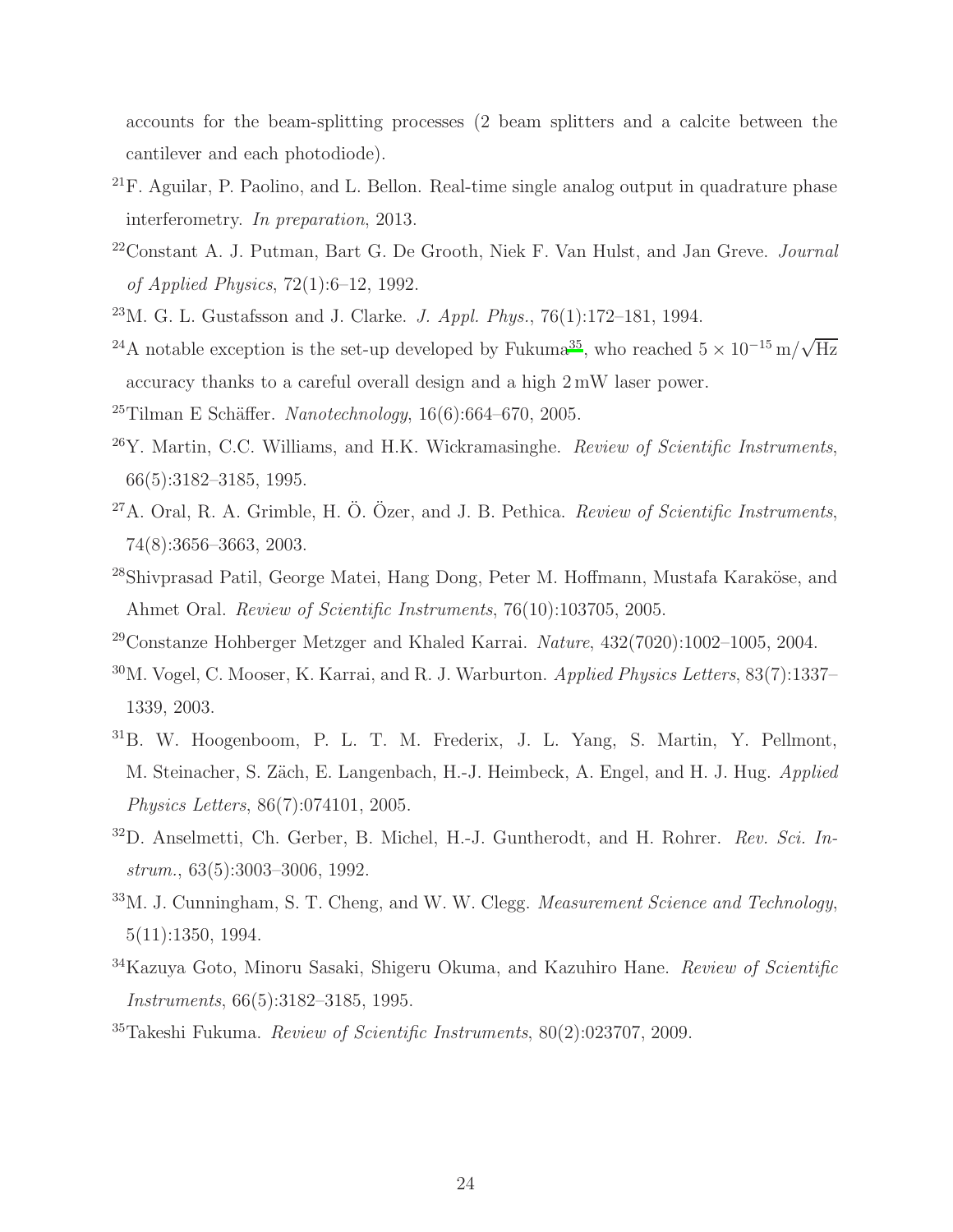accounts for the beam-splitting processes (2 beam splitters and a calcite between the cantilever and each photodiode).

[21]F. Aguilar, P. Paolino, and L. Bellon. Real-time single analog output in quadrature phase interferometry. *In preparation*, 2013.

[22]Constant A. J. Putman, Bart G. De Grooth, Niek F. Van Hulst, and Jan Greve. *Journal of Applied Physics*, 72(1):6–12, 1992.

[23]M. G. L. Gustafsson and J. Clarke. *J. Appl. Phys.*, 76(1):172–181, 1994.

[24]A notable exception is the set-up developed by Fukuma[35], who reached $5 \times 10^{-15}\,\mathrm{m}/\sqrt{\mathrm{Hz}}$ accuracy thanks to a careful overall design and a high 2 mW laser power.

[25]Tilman E Schäffer. *Nanotechnology*, 16(6):664–670, 2005.

[26]Y. Martin, C.C. Williams, and H.K. Wickramasinghe. *Review of Scientific Instruments*, 66(5):3182–3185, 1995.

[27]A. Oral, R. A. Grimble, H. Ö. Özer, and J. B. Pethica. *Review of Scientific Instruments*, 74(8):3656–3663, 2003.

[28]Shivprasad Patil, George Matei, Hang Dong, Peter M. Hoffmann, Mustafa Karaköse, and Ahmet Oral. *Review of Scientific Instruments*, 76(10):103705, 2005.

[29]Constanze Hohberger Metzger and Khaled Karrai. *Nature*, 432(7020):1002–1005, 2004.

[30]M. Vogel, C. Mooser, K. Karrai, and R. J. Warburton. *Applied Physics Letters*, 83(7):1337–1339, 2003.

[31]B. W. Hoogenboom, P. L. T. M. Frederix, J. L. Yang, S. Martin, Y. Pellmont, M. Steinacher, S. Zäch, E. Langenbach, H.-J. Heimbeck, A. Engel, and H. J. Hug. *Applied Physics Letters*, 86(7):074101, 2005.

[32]D. Anselmetti, Ch. Gerber, B. Michel, H.-J. Guntherodt, and H. Rohrer. *Rev. Sci. Instrum.*, 63(5):3003–3006, 1992.

[33]M. J. Cunningham, S. T. Cheng, and W. W. Clegg. *Measurement Science and Technology*, 5(11):1350, 1994.

[34]Kazuya Goto, Minoru Sasaki, Shigeru Okuma, and Kazuhiro Hane. *Review of Scientific Instruments*, 66(5):3182–3185, 1995.

[35]Takeshi Fukuma. *Review of Scientific Instruments*, 80(2):023707, 2009.